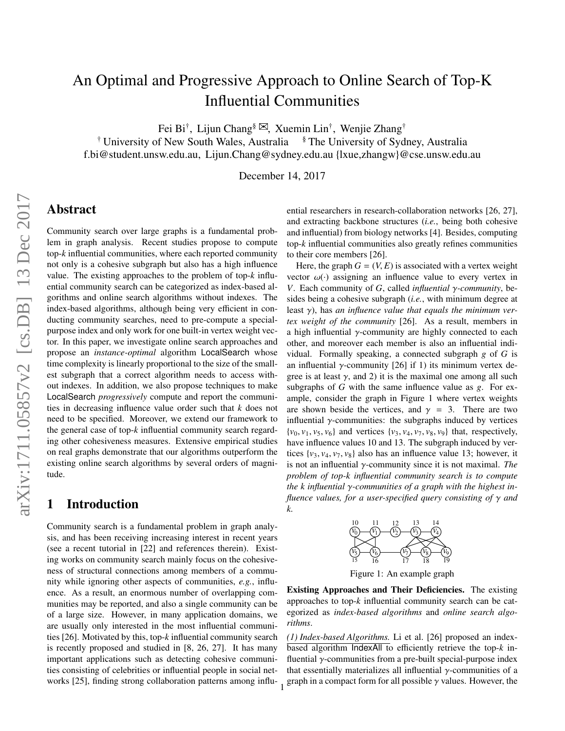# An Optimal and Progressive Approach to Online Search of Top-K Influential Communities

Fei Bi[†], Lijun Chang[§ ✉], Xuemin Lin[†], Wenjie Zhang[†]

[†] University of New South Wales, Australia [§] The University of Sydney, Australia

f.bi@student.unsw.edu.au, Lijun.Chang@sydney.edu.au {lxue,zhangw}@cse.unsw.edu.au

December 14, 2017

## Abstract

Community search over large graphs is a fundamental problem in graph analysis. Recent studies propose to compute top-$k$ influential communities, where each reported community not only is a cohesive subgraph but also has a high influence value. The existing approaches to the problem of top-$k$ influential community search can be categorized as index-based algorithms and online search algorithms without indexes. The index-based algorithms, although being very efficient in conducting community searches, need to pre-compute a special-purpose index and only work for one built-in vertex weight vector. In this paper, we investigate online search approaches and propose an *instance-optimal* algorithm LocalSearch whose time complexity is linearly proportional to the size of the smallest subgraph that a correct algorithm needs to access without indexes. In addition, we also propose techniques to make LocalSearch *progressively* compute and report the communities in decreasing influence value order such that $k$ does not need to be specified. Moreover, we extend our framework to the general case of top-$k$ influential community search regarding other cohesiveness measures. Extensive empirical studies on real graphs demonstrate that our algorithms outperform the existing online search algorithms by several orders of magnitude.

## 1 Introduction

Community search is a fundamental problem in graph analysis, and has been receiving increasing interest in recent years (see a recent tutorial in [22] and references therein). Existing works on community search mainly focus on the cohesiveness of structural connections among members of a community while ignoring other aspects of communities, *e.g.*, influence. As a result, an enormous number of overlapping communities may be reported, and also a single community can be of a large size. However, in many application domains, we are usually only interested in the most influential communities [26]. Motivated by this, top-$k$ influential community search is recently proposed and studied in [8, 26, 27]. It has many important applications such as detecting cohesive communities consisting of celebrities or influential people in social networks [25], finding strong collaboration patterns among influential researchers in research-collaboration networks [26, 27], and extracting backbone structures (*i.e.*, being both cohesive and influential) from biology networks [4]. Besides, computing top-$k$ influential communities also greatly refines communities to their core members [26].

Here, the graph $G = (V, E)$ is associated with a vertex weight vector $\omega(\cdot)$ assigning an influence value to every vertex in $V$. Each community of $G$, called *influential $\gamma$-community*, besides being a cohesive subgraph (*i.e.*, with minimum degree at least $\gamma$), has *an influence value that equals the minimum vertex weight of the community* [26]. As a result, members in a high influential $\gamma$-community are highly connected to each other, and moreover each member is also an influential individual. Formally speaking, a connected subgraph $g$ of $G$ is an influential $\gamma$-community [26] if 1) its minimum vertex degree is at least $\gamma$, and 2) it is the maximal one among all such subgraphs of $G$ with the same influence value as $g$. For example, consider the graph in Figure 1 where vertex weights are shown beside the vertices, and $\gamma = 3$. There are two influential $\gamma$-communities: the subgraphs induced by vertices $\{v_0, v_1, v_5, v_6\}$ and vertices $\{v_3, v_4, v_7, v_8, v_9\}$ that, respectively, have influence values 10 and 13. The subgraph induced by vertices $\{v_3, v_4, v_7, v_8\}$ also has an influence value 13; however, it is not an influential $\gamma$-community since it is not maximal. *The problem of top-k influential community search is to compute the k influential $\gamma$-communities of a graph with the highest influence values, for a user-specified query consisting of $\gamma$ and k.*

Figure 1: An example graph

**Existing Approaches and Their Deficiencies.** The existing approaches to top-$k$ influential community search can be categorized as *index-based algorithms* and *online search algorithms*.

*(1) Index-based Algorithms.* Li et al. [26] proposed an index-based algorithm IndexAll to efficiently retrieve the top-$k$ influential $\gamma$-communities from a pre-built special-purpose index that essentially materializes all influential $\gamma$-communities of a graph in a compact form for all possible $\gamma$ values. However, the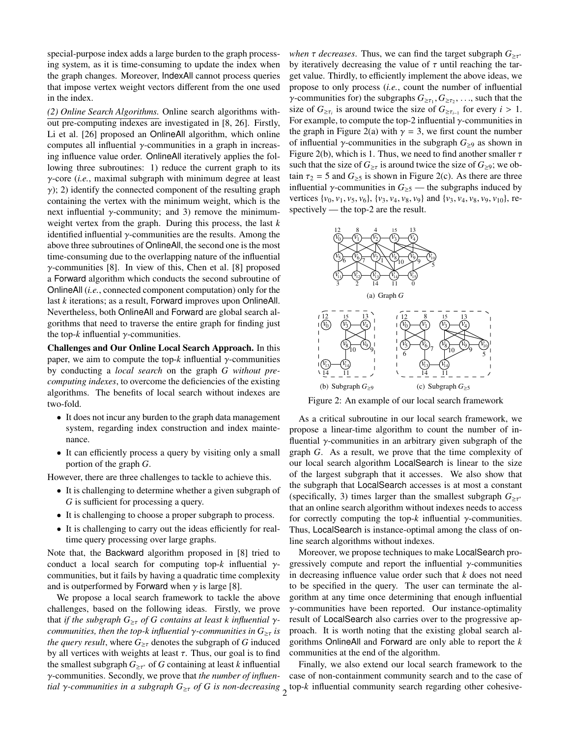special-purpose index adds a large burden to the graph processing system, as it is time-consuming to update the index when the graph changes. Moreover, IndexAll cannot process queries that impose vertex weight vectors different from the one used in the index.

*(2) Online Search Algorithms.* Online search algorithms without pre-computing indexes are investigated in [8, 26]. Firstly, Li et al. [26] proposed an OnlineAll algorithm, which online computes all influential $\gamma$-communities in a graph in increasing influence value order. OnlineAll iteratively applies the following three subroutines: 1) reduce the current graph to its $\gamma$-core (*i.e.*, maximal subgraph with minimum degree at least $\gamma$); 2) identify the connected component of the resulting graph containing the vertex with the minimum weight, which is the next influential $\gamma$-community; and 3) remove the minimum-weight vertex from the graph. During this process, the last $k$ identified influential $\gamma$-communities are the results. Among the above three subroutines of OnlineAll, the second one is the most time-consuming due to the overlapping nature of the influential $\gamma$-communities [8]. In view of this, Chen et al. [8] proposed a Forward algorithm which conducts the second subroutine of OnlineAll (*i.e.*, connected component computation) only for the last $k$ iterations; as a result, Forward improves upon OnlineAll. Nevertheless, both OnlineAll and Forward are global search algorithms that need to traverse the entire graph for finding just the top-$k$ influential $\gamma$-communities.

**Challenges and Our Online Local Search Approach.** In this paper, we aim to compute the top-$k$ influential $\gamma$-communities by conducting a *local search* on the graph $G$ *without pre-computing indexes*, to overcome the deficiencies of the existing algorithms. The benefits of local search without indexes are two-fold.

- It does not incur any burden to the graph data management system, regarding index construction and index maintenance.
- It can efficiently process a query by visiting only a small portion of the graph $G$.

However, there are three challenges to tackle to achieve this.

- It is challenging to determine whether a given subgraph of $G$ is sufficient for processing a query.
- It is challenging to choose a proper subgraph to process.
- It is challenging to carry out the ideas efficiently for real-time query processing over large graphs.

Note that, the Backward algorithm proposed in [8] tried to conduct a local search for computing top-$k$ influential $\gamma$-communities, but it fails by having a quadratic time complexity and is outperformed by Forward when $\gamma$ is large [8].

We propose a local search framework to tackle the above challenges, based on the following ideas. Firstly, we prove that *if the subgraph $G_{\geq\tau}$ of $G$ contains at least $k$ influential $\gamma$-communities, then the top-$k$ influential $\gamma$-communities in $G_{\geq\tau}$ is the query result*, where $G_{\geq\tau}$ denotes the subgraph of $G$ induced by all vertices with weights at least $\tau$. Thus, our goal is to find the smallest subgraph $G_{\geq\tau^*}$ of $G$ containing at least $k$ influential $\gamma$-communities. Secondly, we prove that *the number of influential $\gamma$-communities in a subgraph $G_{\geq\tau}$ of $G$ is non-decreasing when $\tau$ decreases*. Thus, we can find the target subgraph $G_{\geq\tau^*}$ by iteratively decreasing the value of $\tau$ until reaching the target value. Thirdly, to efficiently implement the above ideas, we propose to only process (*i.e.*, count the number of influential $\gamma$-communities for) the subgraphs $G_{\geq\tau_1}, G_{\geq\tau_2}, \ldots$, such that the size of $G_{\geq\tau_i}$ is around twice the size of $G_{\geq\tau_{i-1}}$ for every $i > 1$. For example, to compute the top-2 influential $\gamma$-communities in the graph in Figure 2(a) with $\gamma = 3$, we first count the number of influential $\gamma$-communities in the subgraph $G_{\geq 9}$ as shown in Figure 2(b), which is 1. Thus, we need to find another smaller $\tau$ such that the size of $G_{\geq\tau}$ is around twice the size of $G_{\geq 9}$; we obtain $\tau_2 = 5$ and $G_{\geq 5}$ is shown in Figure 2(c). As there are three influential $\gamma$-communities in $G_{\geq 5}$ — the subgraphs induced by vertices $\{v_0, v_1, v_5, v_6\}$, $\{v_3, v_4, v_8, v_9\}$ and $\{v_3, v_4, v_8, v_9, v_{10}\}$, respectively — the top-2 are the result.

(a) Graph $G$

(b) Subgraph $G_{\geq 9}$ (c) Subgraph $G_{\geq 5}$

Figure 2: An example of our local search framework

As a critical subroutine in our local search framework, we propose a linear-time algorithm to count the number of influential $\gamma$-communities in an arbitrary given subgraph of the graph $G$. As a result, we prove that the time complexity of our local search algorithm LocalSearch is linear to the size of the largest subgraph that it accesses. We also show that the subgraph that LocalSearch accesses is at most a constant (specifically, 3) times larger than the smallest subgraph $G_{\geq\tau^*}$ that an online search algorithm without indexes needs to access for correctly computing the top-$k$ influential $\gamma$-communities. Thus, LocalSearch is instance-optimal among the class of online search algorithms without indexes.

Moreover, we propose techniques to make LocalSearch progressively compute and report the influential $\gamma$-communities in decreasing influence value order such that $k$ does not need to be specified in the query. The user can terminate the algorithm at any time once determining that enough influential $\gamma$-communities have been reported. Our instance-optimality result of LocalSearch also carries over to the progressive approach. It is worth noting that the existing global search algorithms OnlineAll and Forward are only able to report the $k$ communities at the end of the algorithm.

Finally, we also extend our local search framework to the case of non-containment community search and to the case of top-$k$ influential community search regarding other cohesive-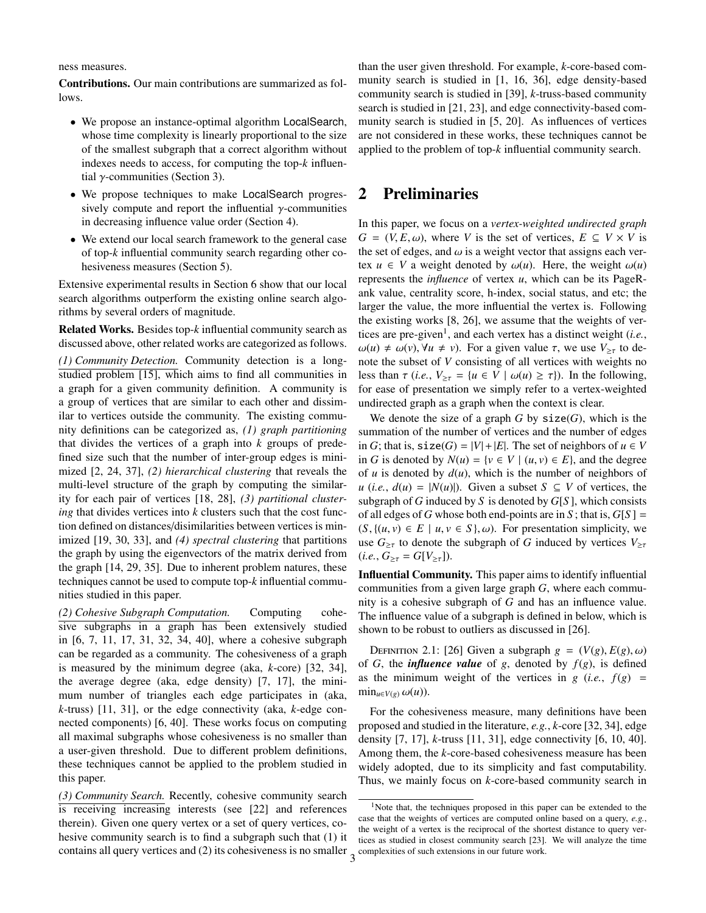ness measures.

**Contributions.** Our main contributions are summarized as follows.

- We propose an instance-optimal algorithm LocalSearch, whose time complexity is linearly proportional to the size of the smallest subgraph that a correct algorithm without indexes needs to access, for computing the top-$k$ influential $\gamma$-communities (Section 3).
- We propose techniques to make LocalSearch progressively compute and report the influential $\gamma$-communities in decreasing influence value order (Section 4).
- We extend our local search framework to the general case of top-$k$ influential community search regarding other cohesiveness measures (Section 5).

Extensive experimental results in Section 6 show that our local search algorithms outperform the existing online search algorithms by several orders of magnitude.

**Related Works.** Besides top-$k$ influential community search as discussed above, other related works are categorized as follows.

*(1) Community Detection.* Community detection is a long-studied problem [15], which aims to find all communities in a graph for a given community definition. A community is a group of vertices that are similar to each other and dissimilar to vertices outside the community. The existing community definitions can be categorized as, *(1) graph partitioning* that divides the vertices of a graph into $k$ groups of predefined size such that the number of inter-group edges is minimized [2, 24, 37], *(2) hierarchical clustering* that reveals the multi-level structure of the graph by computing the similarity for each pair of vertices [18, 28], *(3) partitional clustering* that divides vertices into $k$ clusters such that the cost function defined on distances/disimilarities between vertices is minimized [19, 30, 33], and *(4) spectral clustering* that partitions the graph by using the eigenvectors of the matrix derived from the graph [14, 29, 35]. Due to inherent problem natures, these techniques cannot be used to compute top-$k$ influential communities studied in this paper.

*(2) Cohesive Subgraph Computation.* Computing cohesive subgraphs in a graph has been extensively studied in [6, 7, 11, 17, 31, 32, 34, 40], where a cohesive subgraph can be regarded as a community. The cohesiveness of a graph is measured by the minimum degree (aka, $k$-core) [32, 34], the average degree (aka, edge density) [7, 17], the minimum number of triangles each edge participates in (aka, $k$-truss) [11, 31], or the edge connectivity (aka, $k$-edge connected components) [6, 40]. These works focus on computing all maximal subgraphs whose cohesiveness is no smaller than a user-given threshold. Due to different problem definitions, these techniques cannot be applied to the problem studied in this paper.

*(3) Community Search.* Recently, cohesive community search is receiving increasing interests (see [22] and references therein). Given one query vertex or a set of query vertices, cohesive community search is to find a subgraph such that (1) it contains all query vertices and (2) its cohesiveness is no smaller than the user given threshold. For example, $k$-core-based community search is studied in [1, 16, 36], edge density-based community search is studied in [39], $k$-truss-based community search is studied in [21, 23], and edge connectivity-based community search is studied in [5, 20]. As influences of vertices are not considered in these works, these techniques cannot be applied to the problem of top-$k$ influential community search.

## 2 Preliminaries

In this paper, we focus on a *vertex-weighted undirected graph* $G = (V, E, \omega)$, where $V$ is the set of vertices, $E \subseteq V \times V$ is the set of edges, and $\omega$ is a weight vector that assigns each vertex $u \in V$ a weight denoted by $\omega(u)$. Here, the weight $\omega(u)$ represents the *influence* of vertex $u$, which can be its PageRank value, centrality score, h-index, social status, and etc; the larger the value, the more influential the vertex is. Following the existing works [8, 26], we assume that the weights of vertices are pre-given[1], and each vertex has a distinct weight (*i.e.*, $\omega(u) \neq \omega(v), \forall u \neq v$). For a given value $\tau$, we use $V_{\geq\tau}$ to denote the subset of $V$ consisting of all vertices with weights no less than $\tau$ (*i.e.*, $V_{\geq\tau} = \{u \in V \mid \omega(u) \geq \tau\}$). In the following, for ease of presentation we simply refer to a vertex-weighted undirected graph as a graph when the context is clear.

We denote the size of a graph $G$ by $\texttt{size}(G)$, which is the summation of the number of vertices and the number of edges in $G$; that is, $\texttt{size}(G) = |V| + |E|$. The set of neighbors of $u \in V$ in $G$ is denoted by $N(u) = \{v \in V \mid (u, v) \in E\}$, and the degree of $u$ is denoted by $d(u)$, which is the number of neighbors of $u$ (*i.e.*, $d(u) = |N(u)|$). Given a subset $S \subseteq V$ of vertices, the subgraph of $G$ induced by $S$ is denoted by $G[S]$, which consists of all edges of $G$ whose both end-points are in $S$; that is, $G[S] = (S, \{(u, v) \in E \mid u, v \in S\}, \omega)$. For presentation simplicity, we use $G_{\geq\tau}$ to denote the subgraph of $G$ induced by vertices $V_{\geq\tau}$ (*i.e.*, $G_{\geq\tau} = G[V_{\geq\tau}]$).

**Influential Community.** This paper aims to identify influential communities from a given large graph $G$, where each community is a cohesive subgraph of $G$ and has an influence value. The influence value of a subgraph is defined in below, which is shown to be robust to outliers as discussed in [26].

Definition 2.1: [26] Given a subgraph $g = (V(g), E(g), \omega)$ of $G$, the ***influence value*** of $g$, denoted by $f(g)$, is defined as the minimum weight of the vertices in $g$ (*i.e.*, $f(g) = \min_{u \in V(g)} \omega(u)$).

For the cohesiveness measure, many definitions have been proposed and studied in the literature, *e.g.*, $k$-core [32, 34], edge density [7, 17], $k$-truss [11, 31], edge connectivity [6, 10, 40]. Among them, the $k$-core-based cohesiveness measure has been widely adopted, due to its simplicity and fast computability. Thus, we mainly focus on $k$-core-based community search in

[1] Note that, the techniques proposed in this paper can be extended to the case that the weights of vertices are computed online based on a query, *e.g.*, the weight of a vertex is the reciprocal of the shortest distance to query vertices as studied in closest community search [23]. We will analyze the time complexities of such extensions in our future work.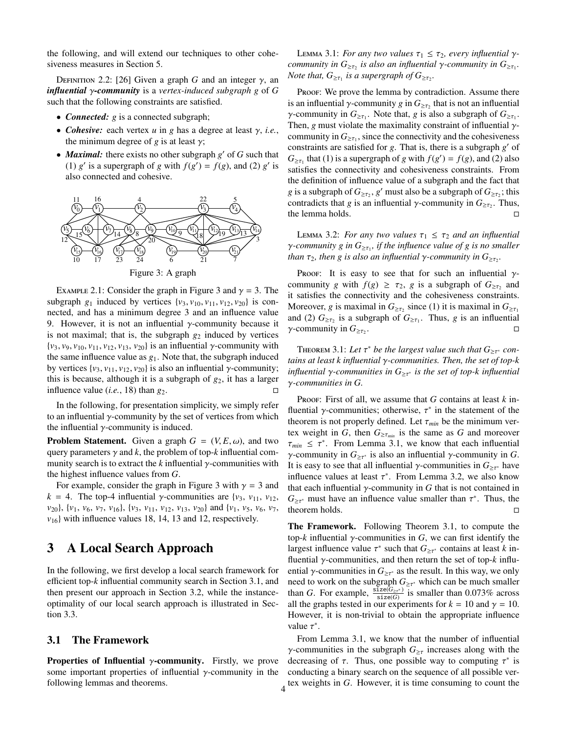the following, and will extend our techniques to other cohesiveness measures in Section 5.

DEFINITION 2.2: [26] Given a graph $G$ and an integer $\gamma$, an ***influential $\gamma$-community*** is a *vertex-induced subgraph $g$ of $G$* such that the following constraints are satisfied.

- ***Connected:*** $g$ is a connected subgraph;
- ***Cohesive:*** each vertex $u$ in $g$ has a degree at least $\gamma$, *i.e.*, the minimum degree of $g$ is at least $\gamma$;
- ***Maximal:*** there exists no other subgraph $g'$ of $G$ such that (1) $g'$ is a supergraph of $g$ with $f(g') = f(g)$, and (2) $g'$ is also connected and cohesive.

Figure 3: A graph

EXAMPLE 2.1: Consider the graph in Figure 3 and $\gamma = 3$. The subgraph $g_1$ induced by vertices $\{v_3, v_{10}, v_{11}, v_{12}, v_{20}\}$ is connected, and has a minimum degree 3 and an influence value 9. However, it is not an influential $\gamma$-community because it is not maximal; that is, the subgraph $g_2$ induced by vertices $\{v_3, v_9, v_{10}, v_{11}, v_{12}, v_{13}, v_{20}\}$ is an influential $\gamma$-community with the same influence value as $g_1$. Note that, the subgraph induced by vertices $\{v_3, v_{11}, v_{12}, v_{20}\}$ is also an influential $\gamma$-community; this is because, although it is a subgraph of $g_2$, it has a larger influence value (*i.e.*, 18) than $g_2$. □

In the following, for presentation simplicity, we simply refer to an influential $\gamma$-community by the set of vertices from which the influential $\gamma$-community is induced.

**Problem Statement.** Given a graph $G = (V, E, \omega)$, and two query parameters $\gamma$ and $k$, the problem of top-$k$ influential community search is to extract the $k$ influential $\gamma$-communities with the highest influence values from $G$.

For example, consider the graph in Figure 3 with $\gamma = 3$ and $k = 4$. The top-4 influential $\gamma$-communities are $\{v_3, v_{11}, v_{12}, v_{20}\}$, $\{v_1, v_6, v_7, v_{16}\}$, $\{v_3, v_{11}, v_{12}, v_{13}, v_{20}\}$ and $\{v_1, v_5, v_6, v_7, v_{16}\}$ with influence values 18, 14, 13 and 12, respectively.

# 3 A Local Search Approach

In the following, we first develop a local search framework for efficient top-$k$ influential community search in Section 3.1, and then present our approach in Section 3.2, while the instance-optimality of our local search approach is illustrated in Section 3.3.

## 3.1 The Framework

**Properties of Influential $\gamma$-community.** Firstly, we prove some important properties of influential $\gamma$-community in the following lemmas and theorems.

LEMMA 3.1: *For any two values $\tau_1 \le \tau_2$, every influential $\gamma$-community in $G_{\ge\tau_2}$ is also an influential $\gamma$-community in $G_{\ge\tau_1}$. Note that, $G_{\ge\tau_1}$ is a supergraph of $G_{\ge\tau_2}$.*

PROOF: We prove the lemma by contradiction. Assume there is an influential $\gamma$-community $g$ in $G_{\ge\tau_2}$ that is not an influential $\gamma$-community in $G_{\ge\tau_1}$. Note that, $g$ is also a subgraph of $G_{\ge\tau_1}$. Then, $g$ must violate the maximality constraint of influential $\gamma$-community in $G_{\ge\tau_1}$, since the connectivity and the cohesiveness constraints are satisfied for $g$. That is, there is a subgraph $g'$ of $G_{\ge\tau_1}$ that (1) is a supergraph of $g$ with $f(g') = f(g)$, and (2) also satisfies the connectivity and cohesiveness constraints. From the definition of influence value of a subgraph and the fact that $g$ is a subgraph of $G_{\ge\tau_2}$, $g'$ must also be a subgraph of $G_{\ge\tau_2}$; this contradicts that $g$ is an influential $\gamma$-community in $G_{\ge\tau_2}$. Thus, the lemma holds. □

LEMMA 3.2: *For any two values $\tau_1 \le \tau_2$ and an influential $\gamma$-community $g$ in $G_{\ge\tau_1}$, if the influence value of $g$ is no smaller than $\tau_2$, then $g$ is also an influential $\gamma$-community in $G_{\ge\tau_2}$.*

PROOF: It is easy to see that for such an influential $\gamma$-community $g$ with $f(g) \ge \tau_2$, $g$ is a subgraph of $G_{\ge\tau_2}$ and it satisfies the connectivity and the cohesiveness constraints. Moreover, $g$ is maximal in $G_{\ge\tau_2}$ since (1) it is maximal in $G_{\ge\tau_1}$ and (2) $G_{\ge\tau_2}$ is a subgraph of $G_{\ge\tau_1}$. Thus, $g$ is an influential $\gamma$-community in $G_{\ge\tau_2}$. □

THEOREM 3.1: *Let $\tau^*$ be the largest value such that $G_{\ge\tau^*}$ contains at least $k$ influential $\gamma$-communities. Then, the set of top-$k$ influential $\gamma$-communities in $G_{\ge\tau^*}$ is the set of top-$k$ influential $\gamma$-communities in $G$.*

PROOF: First of all, we assume that $G$ contains at least $k$ influential $\gamma$-communities; otherwise, $\tau^*$ in the statement of the theorem is not properly defined. Let $\tau_{min}$ be the minimum vertex weight in $G$, then $G_{\ge\tau_{min}}$ is the same as $G$ and moreover $\tau_{min} \le \tau^*$. From Lemma 3.1, we know that each influential $\gamma$-community in $G_{\ge\tau^*}$ is also an influential $\gamma$-community in $G$. It is easy to see that all influential $\gamma$-communities in $G_{\ge\tau^*}$ have influence values at least $\tau^*$. From Lemma 3.2, we also know that each influential $\gamma$-community in $G$ that is not contained in $G_{\ge\tau^*}$ must have an influence value smaller than $\tau^*$. Thus, the theorem holds. □

**The Framework.** Following Theorem 3.1, to compute the top-$k$ influential $\gamma$-communities in $G$, we can first identify the largest influence value $\tau^*$ such that $G_{\ge\tau^*}$ contains at least $k$ influential $\gamma$-communities, and then return the set of top-$k$ influential $\gamma$-communities in $G_{\ge\tau^*}$ as the result. In this way, we only need to work on the subgraph $G_{\ge\tau^*}$ which can be much smaller than $G$. For example, $\frac{\mathtt{size}(G_{\ge\tau^*})}{\mathtt{size}(G)}$ is smaller than 0.073% across all the graphs tested in our experiments for $k = 10$ and $\gamma = 10$. However, it is non-trivial to obtain the appropriate influence value $\tau^*$.

From Lemma 3.1, we know that the number of influential $\gamma$-communities in the subgraph $G_{\ge\tau}$ increases along with the decreasing of $\tau$. Thus, one possible way to computing $\tau^*$ is conducting a binary search on the sequence of all possible vertex weights in $G$. However, it is time consuming to count the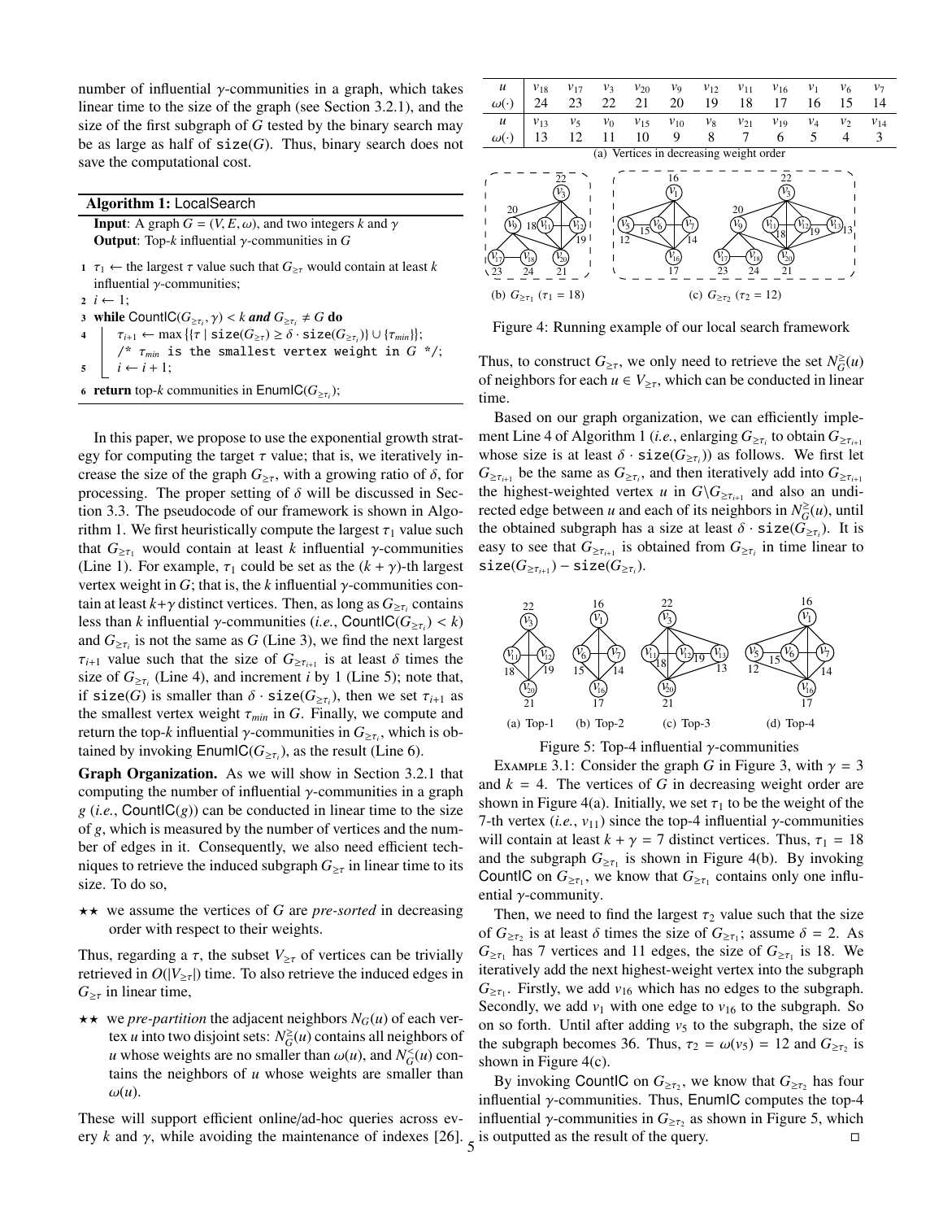number of influential $\gamma$-communities in a graph, which takes linear time to the size of the graph (see Section 3.2.1), and the size of the first subgraph of $G$ tested by the binary search may be as large as half of $\texttt{size}(G)$. Thus, binary search does not save the computational cost.

**Algorithm 1:** LocalSearch

**Input**: A graph $G = (V, E, \omega)$, and two integers $k$ and $\gamma$
**Output**: Top-$k$ influential $\gamma$-communities in $G$

```
1 τ1 ← the largest τ value such that G≥τ would contain at least k
  influential γ-communities;
2 i ← 1;
3 while CountIC(G≥τi, γ) < k and G≥τi ≠ G do
4     τi+1 ← max{{τ | size(G≥τ) ≥ δ · size(G≥τi)} ∪ {τmin}};
      /* τmin is the smallest vertex weight in G */;
5     i ← i + 1;
6 return top-k communities in EnumIC(G≥τi);
```

In this paper, we propose to use the exponential growth strategy for computing the target $\tau$ value; that is, we iteratively increase the size of the graph $G_{\geq\tau}$, with a growing ratio of $\delta$, for processing. The proper setting of $\delta$ will be discussed in Section 3.3. The pseudocode of our framework is shown in Algorithm 1. We first heuristically compute the largest $\tau_1$ value such that $G_{\geq\tau_1}$ would contain at least $k$ influential $\gamma$-communities (Line 1). For example, $\tau_1$ could be set as the $(k+\gamma)$-th largest vertex weight in $G$; that is, the $k$ influential $\gamma$-communities contain at least $k+\gamma$ distinct vertices. Then, as long as $G_{\geq\tau_i}$ contains less than $k$ influential $\gamma$-communities (*i.e.*, $\mathsf{CountIC}(G_{\geq\tau_i}) < k$) and $G_{\geq\tau_i}$ is not the same as $G$ (Line 3), we find the next largest $\tau_{i+1}$ value such that the size of $G_{\geq\tau_{i+1}}$ is at least $\delta$ times the size of $G_{\geq\tau_i}$ (Line 4), and increment $i$ by 1 (Line 5); note that, if $\texttt{size}(G)$ is smaller than $\delta \cdot \texttt{size}(G_{\geq\tau_i})$, then we set $\tau_{i+1}$ as the smallest vertex weight $\tau_{min}$ in $G$. Finally, we compute and return the top-$k$ influential $\gamma$-communities in $G_{\geq\tau_i}$, which is obtained by invoking $\mathsf{EnumIC}(G_{\geq\tau_i})$, as the result (Line 6).

**Graph Organization.** As we will show in Section 3.2.1 that computing the number of influential $\gamma$-communities in a graph $g$ (*i.e.*, $\mathsf{CountIC}(g)$) can be conducted in linear time to the size of $g$, which is measured by the number of vertices and the number of edges in it. Consequently, we also need efficient techniques to retrieve the induced subgraph $G_{\geq\tau}$ in linear time to its size. To do so,

- ★★ we assume the vertices of $G$ are *pre-sorted* in decreasing order with respect to their weights.

Thus, regarding a $\tau$, the subset $V_{\geq\tau}$ of vertices can be trivially retrieved in $O(|V_{\geq\tau}|)$ time. To also retrieve the induced edges in $G_{\geq\tau}$ in linear time,

- ★★ we *pre-partition* the adjacent neighbors $N_G(u)$ of each vertex $u$ into two disjoint sets: $N^{\geq}_G(u)$ contains all neighbors of $u$ whose weights are no smaller than $\omega(u)$, and $N^{<}_G(u)$ contains the neighbors of $u$ whose weights are smaller than $\omega(u)$.

These will support efficient online/ad-hoc queries across every $k$ and $\gamma$, while avoiding the maintenance of indexes [26].

| $u$ | $v_{18}$ | $v_{17}$ | $v_3$ | $v_{20}$ | $v_9$ | $v_{12}$ | $v_{11}$ | $v_{16}$ | $v_1$ | $v_6$ | $v_7$ |
|---|---|---|---|---|---|---|---|---|---|---|---|
| $\omega(\cdot)$ | 24 | 23 | 22 | 21 | 20 | 19 | 18 | 17 | 16 | 15 | 14 |
| $u$ | $v_{13}$ | $v_5$ | $v_0$ | $v_{15}$ | $v_{10}$ | $v_8$ | $v_{21}$ | $v_{19}$ | $v_4$ | $v_2$ | $v_{14}$ |
| $\omega(\cdot)$ | 13 | 12 | 11 | 10 | 9 | 8 | 7 | 6 | 5 | 4 | 3 |

(a) Vertices in decreasing weight order

(b) $G_{\geq\tau_1}$ ($\tau_1 = 18$) (c) $G_{\geq\tau_2}$ ($\tau_2 = 12$)

Figure 4: Running example of our local search framework

Thus, to construct $G_{\geq\tau}$, we only need to retrieve the set $N^{\geq}_G(u)$ of neighbors for each $u \in V_{\geq\tau}$, which can be conducted in linear time.

Based on our graph organization, we can efficiently implement Line 4 of Algorithm 1 (*i.e.*, enlarging $G_{\geq\tau_i}$ to obtain $G_{\geq\tau_{i+1}}$ whose size is at least $\delta \cdot \texttt{size}(G_{\geq\tau_i})$) as follows. We first let $G_{\geq\tau_{i+1}}$ be the same as $G_{\geq\tau_i}$, and then iteratively add into $G_{\geq\tau_{i+1}}$ the highest-weighted vertex $u$ in $G \backslash G_{\geq\tau_{i+1}}$ and also an undirected edge between $u$ and each of its neighbors in $N^{\geq}_G(u)$, until the obtained subgraph has a size at least $\delta \cdot \texttt{size}(G_{\geq\tau_i})$. It is easy to see that $G_{\geq\tau_{i+1}}$ is obtained from $G_{\geq\tau_i}$ in time linear to $\texttt{size}(G_{\geq\tau_{i+1}}) - \texttt{size}(G_{\geq\tau_i})$.

(a) Top-1 (b) Top-2 (c) Top-3 (d) Top-4

Figure 5: Top-4 influential $\gamma$-communities

Example 3.1: Consider the graph $G$ in Figure 3, with $\gamma = 3$ and $k = 4$. The vertices of $G$ in decreasing weight order are shown in Figure 4(a). Initially, we set $\tau_1$ to be the weight of the 7-th vertex (*i.e.*, $v_{11}$) since the top-4 influential $\gamma$-communities will contain at least $k + \gamma = 7$ distinct vertices. Thus, $\tau_1 = 18$ and the subgraph $G_{\geq\tau_1}$ is shown in Figure 4(b). By invoking $\mathsf{CountIC}$ on $G_{\geq\tau_1}$, we know that $G_{\geq\tau_1}$ contains only one influential $\gamma$-community.

Then, we need to find the largest $\tau_2$ value such that the size of $G_{\geq\tau_2}$ is at least $\delta$ times the size of $G_{\geq\tau_1}$; assume $\delta = 2$. As $G_{\geq\tau_1}$ has 7 vertices and 11 edges, the size of $G_{\geq\tau_1}$ is 18. We iteratively add the next highest-weight vertex into the subgraph $G_{\geq\tau_1}$. Firstly, we add $v_{16}$ which has no edges to the subgraph. Secondly, we add $v_1$ with one edge to $v_{16}$ to the subgraph. So on so forth. Until after adding $v_5$ to the subgraph, the size of the subgraph becomes 36. Thus, $\tau_2 = \omega(v_5) = 12$ and $G_{\geq\tau_2}$ is shown in Figure 4(c).

By invoking $\mathsf{CountIC}$ on $G_{\geq\tau_2}$, we know that $G_{\geq\tau_2}$ has four influential $\gamma$-communities. Thus, $\mathsf{EnumIC}$ computes the top-4 influential $\gamma$-communities in $G_{\geq\tau_2}$ as shown in Figure 5, which is outputted as the result of the query. □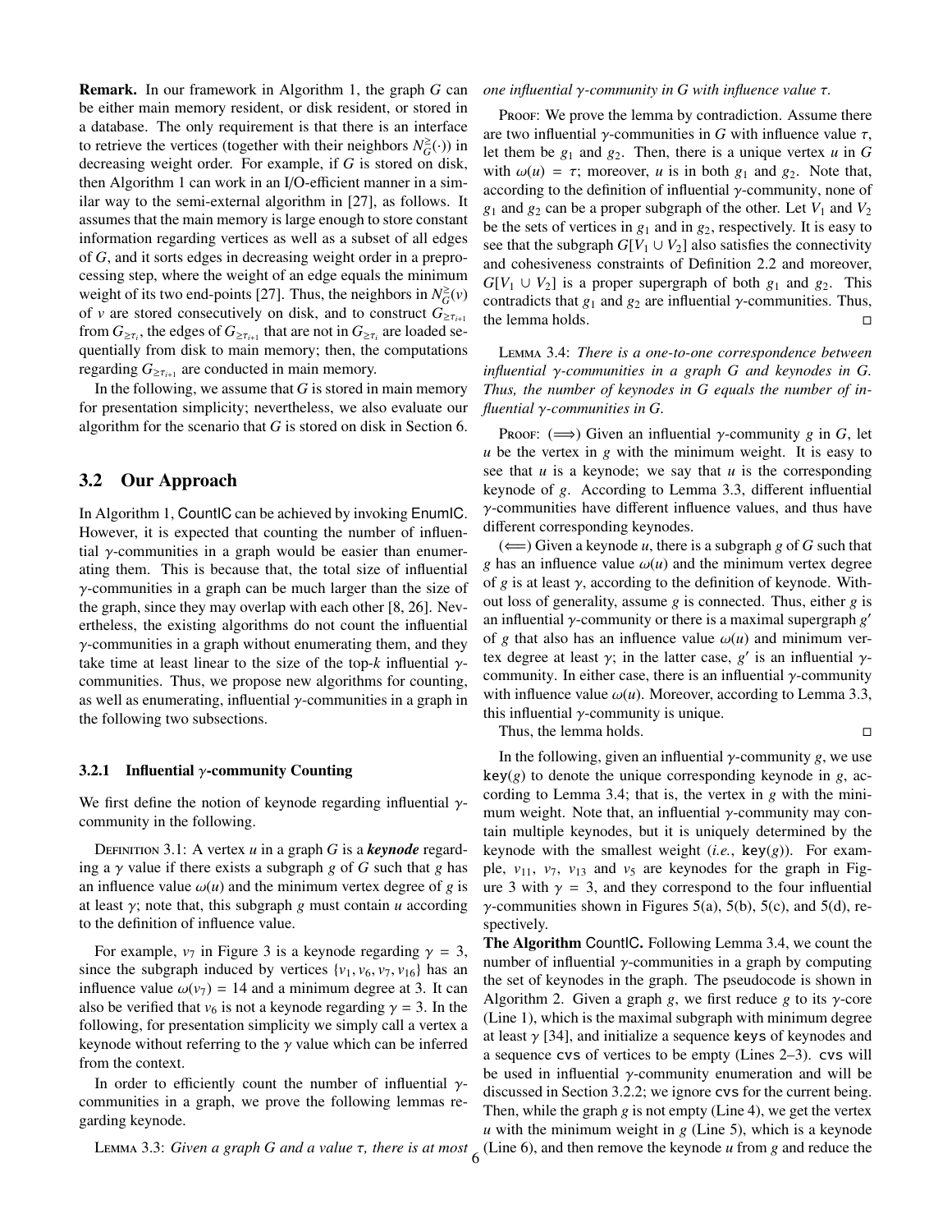**Remark.** In our framework in Algorithm 1, the graph $G$ can be either main memory resident, or disk resident, or stored in a database. The only requirement is that there is an interface to retrieve the vertices (together with their neighbors $N_G^{\geq}(\cdot)$) in decreasing weight order. For example, if $G$ is stored on disk, then Algorithm 1 can work in an I/O-efficient manner in a similar way to the semi-external algorithm in [27], as follows. It assumes that the main memory is large enough to store constant information regarding vertices as well as a subset of all edges of $G$, and it sorts edges in decreasing weight order in a preprocessing step, where the weight of an edge equals the minimum weight of its two end-points [27]. Thus, the neighbors in $N_G^{\geq}(v)$ of $v$ are stored consecutively on disk, and to construct $G_{\geq\tau_{i+1}}$ from $G_{\geq\tau_i}$, the edges of $G_{\geq\tau_{i+1}}$ that are not in $G_{\geq\tau_i}$ are loaded sequentially from disk to main memory; then, the computations regarding $G_{\geq\tau_{i+1}}$ are conducted in main memory.

In the following, we assume that $G$ is stored in main memory for presentation simplicity; nevertheless, we also evaluate our algorithm for the scenario that $G$ is stored on disk in Section 6.

## 3.2 Our Approach

In Algorithm 1, CountIC can be achieved by invoking EnumIC. However, it is expected that counting the number of influential $\gamma$-communities in a graph would be easier than enumerating them. This is because that, the total size of influential $\gamma$-communities in a graph can be much larger than the size of the graph, since they may overlap with each other [8, 26]. Nevertheless, the existing algorithms do not count the influential $\gamma$-communities in a graph without enumerating them, and they take time at least linear to the size of the top-$k$ influential $\gamma$-communities. Thus, we propose new algorithms for counting, as well as enumerating, influential $\gamma$-communities in a graph in the following two subsections.

### 3.2.1 Influential $\gamma$-community Counting

We first define the notion of keynode regarding influential $\gamma$-community in the following.

Definition 3.1: A vertex $u$ in a graph $G$ is a ***keynode*** regarding a $\gamma$ value if there exists a subgraph $g$ of $G$ such that $g$ has an influence value $\omega(u)$ and the minimum vertex degree of $g$ is at least $\gamma$; note that, this subgraph $g$ must contain $u$ according to the definition of influence value.

For example, $v_7$ in Figure 3 is a keynode regarding $\gamma = 3$, since the subgraph induced by vertices $\{v_1, v_6, v_7, v_{16}\}$ has an influence value $\omega(v_7) = 14$ and a minimum degree at 3. It can also be verified that $v_6$ is not a keynode regarding $\gamma = 3$. In the following, for presentation simplicity we simply call a vertex a keynode without referring to the $\gamma$ value which can be inferred from the context.

In order to efficiently count the number of influential $\gamma$-communities in a graph, we prove the following lemmas regarding keynode.

Lemma 3.3: *Given a graph $G$ and a value $\tau$, there is at most one influential $\gamma$-community in $G$ with influence value $\tau$.*

Proof: We prove the lemma by contradiction. Assume there are two influential $\gamma$-communities in $G$ with influence value $\tau$, let them be $g_1$ and $g_2$. Then, there is a unique vertex $u$ in $G$ with $\omega(u) = \tau$; moreover, $u$ is in both $g_1$ and $g_2$. Note that, according to the definition of influential $\gamma$-community, none of $g_1$ and $g_2$ can be a proper subgraph of the other. Let $V_1$ and $V_2$ be the sets of vertices in $g_1$ and in $g_2$, respectively. It is easy to see that the subgraph $G[V_1 \cup V_2]$ also satisfies the connectivity and cohesiveness constraints of Definition 2.2 and moreover, $G[V_1 \cup V_2]$ is a proper supergraph of both $g_1$ and $g_2$. This contradicts that $g_1$ and $g_2$ are influential $\gamma$-communities. Thus, the lemma holds. □

Lemma 3.4: *There is a one-to-one correspondence between influential $\gamma$-communities in a graph $G$ and keynodes in $G$. Thus, the number of keynodes in $G$ equals the number of influential $\gamma$-communities in $G$.*

Proof: ($\Longrightarrow$) Given an influential $\gamma$-community $g$ in $G$, let $u$ be the vertex in $g$ with the minimum weight. It is easy to see that $u$ is a keynode; we say that $u$ is the corresponding keynode of $g$. According to Lemma 3.3, different influential $\gamma$-communities have different influence values, and thus have different corresponding keynodes.

($\Longleftarrow$) Given a keynode $u$, there is a subgraph $g$ of $G$ such that $g$ has an influence value $\omega(u)$ and the minimum vertex degree of $g$ is at least $\gamma$, according to the definition of keynode. Without loss of generality, assume $g$ is connected. Thus, either $g$ is an influential $\gamma$-community or there is a maximal supergraph $g'$ of $g$ that also has an influence value $\omega(u)$ and minimum vertex degree at least $\gamma$; in the latter case, $g'$ is an influential $\gamma$-community. In either case, there is an influential $\gamma$-community with influence value $\omega(u)$. Moreover, according to Lemma 3.3, this influential $\gamma$-community is unique.

Thus, the lemma holds. □

In the following, given an influential $\gamma$-community $g$, we use $\texttt{key}(g)$ to denote the unique corresponding keynode in $g$, according to Lemma 3.4; that is, the vertex in $g$ with the minimum weight. Note that, an influential $\gamma$-community may contain multiple keynodes, but it is uniquely determined by the keynode with the smallest weight (*i.e.*, $\texttt{key}(g)$). For example, $v_{11}$, $v_7$, $v_{13}$ and $v_5$ are keynodes for the graph in Figure 3 with $\gamma = 3$, and they correspond to the four influential $\gamma$-communities shown in Figures 5(a), 5(b), 5(c), and 5(d), respectively.

**The Algorithm CountIC.** Following Lemma 3.4, we count the number of influential $\gamma$-communities in a graph by computing the set of keynodes in the graph. The pseudocode is shown in Algorithm 2. Given a graph $g$, we first reduce $g$ to its $\gamma$-core (Line 1), which is the maximal subgraph with minimum degree at least $\gamma$ [34], and initialize a sequence keys of keynodes and a sequence cvs of vertices to be empty (Lines 2–3). cvs will be used in influential $\gamma$-community enumeration and will be discussed in Section 3.2.2; we ignore cvs for the current being. Then, while the graph $g$ is not empty (Line 4), we get the vertex $u$ with the minimum weight in $g$ (Line 5), which is a keynode (Line 6), and then remove the keynode $u$ from $g$ and reduce the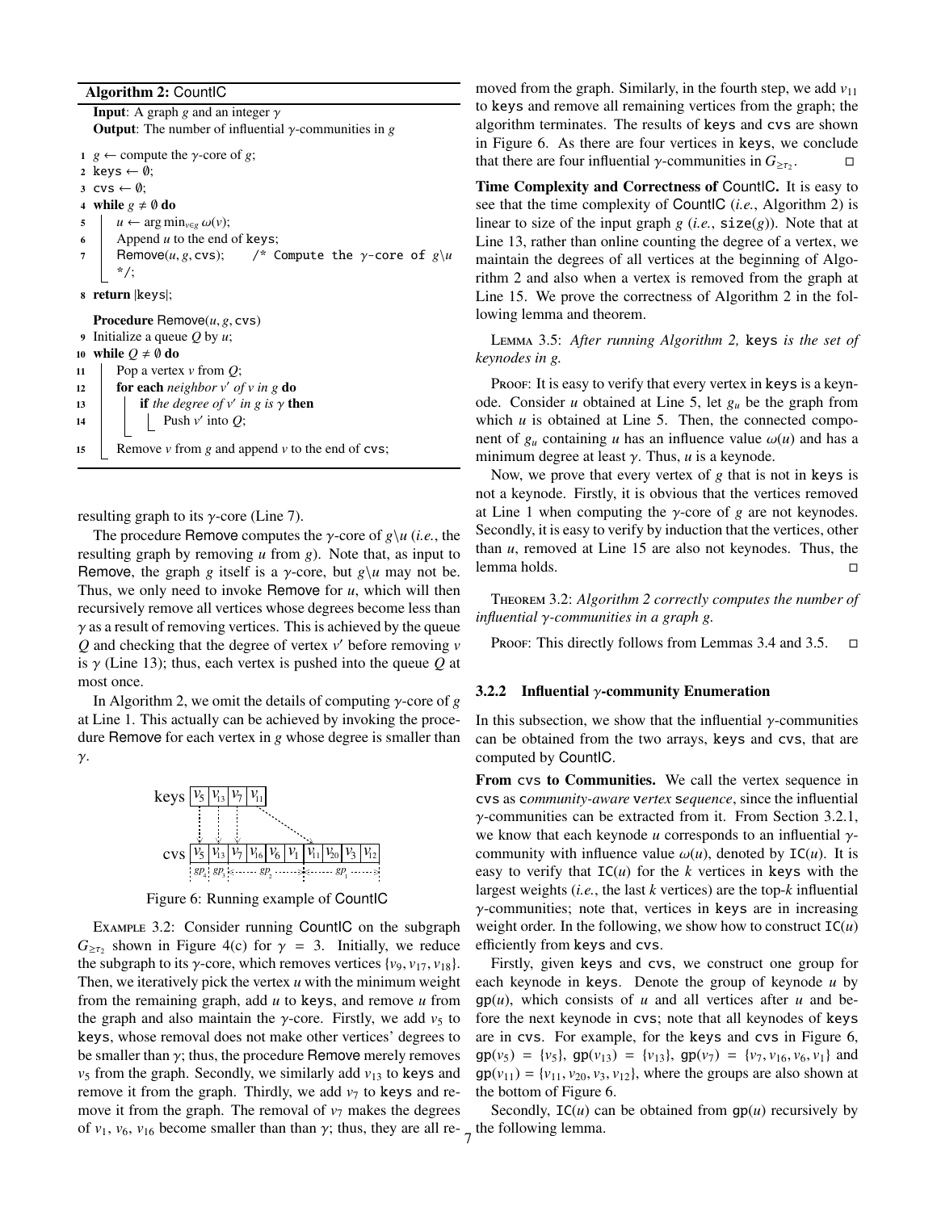**Algorithm 2:** CountIC

**Input**: A graph $g$ and an integer $\gamma$
**Output**: The number of influential $\gamma$-communities in $g$

```
1  g ← compute the γ-core of g;
2  keys ← ∅;
3  cvs ← ∅;
4  while g ≠ ∅ do
5      u ← arg min_{v∈g} ω(v);
6      Append u to the end of keys;
7      Remove(u, g, cvs);     /* Compute the γ-core of g\u */;
8  return |keys|;

   Procedure Remove(u, g, cvs)
9  Initialize a queue Q by u;
10 while Q ≠ ∅ do
11     Pop a vertex v from Q;
12     for each neighbor v' of v in g do
13         if the degree of v' in g is γ then
14             Push v' into Q;
15     Remove v from g and append v to the end of cvs;
```

resulting graph to its $\gamma$-core (Line 7).

The procedure Remove computes the $\gamma$-core of $g\backslash u$ (*i.e.*, the resulting graph by removing $u$ from $g$). Note that, as input to Remove, the graph $g$ itself is a $\gamma$-core, but $g\backslash u$ may not be. Thus, we only need to invoke Remove for $u$, which will then recursively remove all vertices whose degrees become less than $\gamma$ as a result of removing vertices. This is achieved by the queue $Q$ and checking that the degree of vertex $v'$ before removing $v$ is $\gamma$ (Line 13); thus, each vertex is pushed into the queue $Q$ at most once.

In Algorithm 2, we omit the details of computing $\gamma$-core of $g$ at Line 1. This actually can be achieved by invoking the procedure Remove for each vertex in $g$ whose degree is smaller than $\gamma$.

keys: $v_5$ | $v_{13}$ | $v_7$ | $v_{11}$

cvs: $v_5$ | $v_{13}$ | $v_7$ | $v_{16}$ | $v_6$ | $v_1$ | $v_{11}$ | $v_{20}$ | $v_3$ | $v_{12}$

groups: $gp_4$ | $gp_3$ | $gp_2$ | $gp_1$

Figure 6: Running example of CountIC

Example 3.2: Consider running CountIC on the subgraph $G_{\geq \tau_2}$ shown in Figure 4(c) for $\gamma = 3$. Initially, we reduce the subgraph to its $\gamma$-core, which removes vertices $\{v_9, v_{17}, v_{18}\}$. Then, we iteratively pick the vertex $u$ with the minimum weight from the remaining graph, add $u$ to keys, and remove $u$ from the graph and also maintain the $\gamma$-core. Firstly, we add $v_5$ to keys, whose removal does not make other vertices' degrees to be smaller than $\gamma$; thus, the procedure Remove merely removes $v_5$ from the graph. Secondly, we similarly add $v_{13}$ to keys and remove it from the graph. Thirdly, we add $v_7$ to keys and remove it from the graph. The removal of $v_7$ makes the degrees of $v_1$, $v_6$, $v_{16}$ become smaller than than $\gamma$; thus, they are all removed from the graph. Similarly, in the fourth step, we add $v_{11}$ to keys and remove all remaining vertices from the graph; the algorithm terminates. The results of keys and cvs are shown in Figure 6. As there are four vertices in keys, we conclude that there are four influential $\gamma$-communities in $G_{\geq \tau_2}$. □

**Time Complexity and Correctness of CountIC.** It is easy to see that the time complexity of CountIC (*i.e.*, Algorithm 2) is linear to size of the input graph $g$ (*i.e.*, size($g$)). Note that at Line 13, rather than online counting the degree of a vertex, we maintain the degrees of all vertices at the beginning of Algorithm 2 and also when a vertex is removed from the graph at Line 15. We prove the correctness of Algorithm 2 in the following lemma and theorem.

Lemma 3.5: *After running Algorithm 2,* keys *is the set of keynodes in g.*

Proof: It is easy to verify that every vertex in keys is a keynode. Consider $u$ obtained at Line 5, let $g_u$ be the graph from which $u$ is obtained at Line 5. Then, the connected component of $g_u$ containing $u$ has an influence value $\omega(u)$ and has a minimum degree at least $\gamma$. Thus, $u$ is a keynode.

Now, we prove that every vertex of $g$ that is not in keys is not a keynode. Firstly, it is obvious that the vertices removed at Line 1 when computing the $\gamma$-core of $g$ are not keynodes. Secondly, it is easy to verify by induction that the vertices, other than $u$, removed at Line 15 are also not keynodes. Thus, the lemma holds. □

Theorem 3.2: *Algorithm 2 correctly computes the number of influential $\gamma$-communities in a graph g.*

Proof: This directly follows from Lemmas 3.4 and 3.5. □

### 3.2.2 Influential $\gamma$-community Enumeration

In this subsection, we show that the influential $\gamma$-communities can be obtained from the two arrays, keys and cvs, that are computed by CountIC.

**From cvs to Communities.** We call the vertex sequence in cvs as *c*ommunity-aware *v*ertex *s*equence, since the influential $\gamma$-communities can be extracted from it. From Section 3.2.1, we know that each keynode $u$ corresponds to an influential $\gamma$-community with influence value $\omega(u)$, denoted by IC($u$). It is easy to verify that IC($u$) for the $k$ vertices in keys with the largest weights (*i.e.*, the last $k$ vertices) are the top-$k$ influential $\gamma$-communities; note that, vertices in keys are in increasing weight order. In the following, we show how to construct IC($u$) efficiently from keys and cvs.

Firstly, given keys and cvs, we construct one group for each keynode in keys. Denote the group of keynode $u$ by gp($u$), which consists of $u$ and all vertices after $u$ and before the next keynode in cvs; note that all keynodes of keys are in cvs. For example, for the keys and cvs in Figure 6, gp($v_5$) = $\{v_5\}$, gp($v_{13}$) = $\{v_{13}\}$, gp($v_7$) = $\{v_7, v_{16}, v_6, v_1\}$ and gp($v_{11}$) = $\{v_{11}, v_{20}, v_3, v_{12}\}$, where the groups are also shown at the bottom of Figure 6.

Secondly, IC($u$) can be obtained from gp($u$) recursively by the following lemma.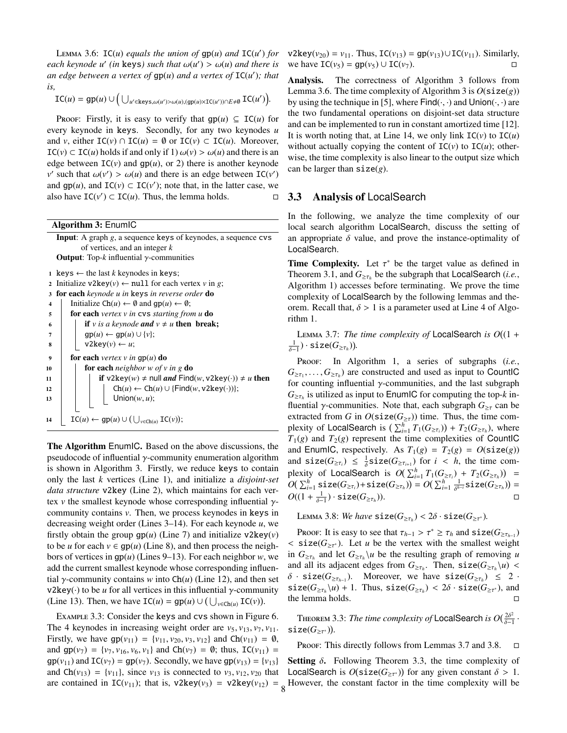Lemma 3.6: *$\mathtt{IC}(u)$ equals the union of $\mathtt{gp}(u)$ and $\mathtt{IC}(u')$ for each keynode $u'$ (in* keys*) such that $\omega(u') > \omega(u)$ and there is an edge between a vertex of $\mathtt{gp}(u)$ and a vertex of $\mathtt{IC}(u')$; that is,*

$$\mathtt{IC}(u) = \mathtt{gp}(u) \cup \Big( \bigcup_{u' \in \mathtt{keys}, \omega(u') > \omega(u), (\mathtt{gp}(u) \times \mathtt{IC}(u')) \cap E \neq \emptyset} \mathtt{IC}(u') \Big).$$

Proof: Firstly, it is easy to verify that $\mathtt{gp}(u) \subseteq \mathtt{IC}(u)$ for every keynode in keys. Secondly, for any two keynodes $u$ and $v$, either $\mathtt{IC}(v) \cap \mathtt{IC}(u) = \emptyset$ or $\mathtt{IC}(v) \subset \mathtt{IC}(u)$. Moreover, $\mathtt{IC}(v) \subset \mathtt{IC}(u)$ holds if and only if 1) $\omega(v) > \omega(u)$ and there is an edge between $\mathtt{IC}(v)$ and $\mathtt{gp}(u)$, or 2) there is another keynode $v'$ such that $\omega(v') > \omega(u)$ and there is an edge between $\mathtt{IC}(v')$ and $\mathtt{gp}(u)$, and $\mathtt{IC}(v) \subset \mathtt{IC}(v')$; note that, in the latter case, we also have $\mathtt{IC}(v') \subset \mathtt{IC}(u)$. Thus, the lemma holds. □

**Algorithm 3:** EnumIC

**Input**: A graph $g$, a sequence keys of keynodes, a sequence cvs of vertices, and an integer $k$
**Output**: Top-$k$ influential $\gamma$-communities

```
1  keys ← the last k keynodes in keys;
2  Initialize v2key(v) ← null for each vertex v in g;
3  for each keynode u in keys in reverse order do
4      Initialize Ch(u) ← ∅ and gp(u) ← ∅;
5      for each vertex v in cvs starting from u do
6          if v is a keynode and v ≠ u then break;
7          gp(u) ← gp(u) ∪ {v};
8          v2key(v) ← u;
9      for each vertex v in gp(u) do
10         for each neighbor w of v in g do
11             if v2key(w) ≠ null and Find(w, v2key(·)) ≠ u then
12                 Ch(u) ← Ch(u) ∪ {Find(w, v2key(·))};
13                 Union(w, u);
14     IC(u) ← gp(u) ∪ (⋃_{v∈Ch(u)} IC(v));
```

**The Algorithm** EnumIC. Based on the above discussions, the pseudocode of influential $\gamma$-community enumeration algorithm is shown in Algorithm 3. Firstly, we reduce keys to contain only the last $k$ vertices (Line 1), and initialize a *disjoint-set data structure* v2key (Line 2), which maintains for each vertex $v$ the smallest keynode whose corresponding influential $\gamma$-community contains $v$. Then, we process keynodes in keys in decreasing weight order (Lines 3–14). For each keynode $u$, we firstly obtain the group $\mathtt{gp}(u)$ (Line 7) and initialize $\mathtt{v2key}(v)$ to be $u$ for each $v \in \mathtt{gp}(u)$ (Line 8), and then process the neighbors of vertices in $\mathtt{gp}(u)$ (Lines 9–13). For each neighbor $w$, we add the current smallest keynode whose corresponding influential $\gamma$-community contains $w$ into $\mathtt{Ch}(u)$ (Line 12), and then set $\mathtt{v2key}(\cdot)$ to be $u$ for all vertices in this influential $\gamma$-community (Line 13). Then, we have $\mathtt{IC}(u) = \mathtt{gp}(u) \cup \big(\bigcup_{v \in \mathtt{Ch}(u)} \mathtt{IC}(v)\big)$.

Example 3.3: Consider the keys and cvs shown in Figure 6. The 4 keynodes in increasing weight order are $v_5, v_{13}, v_7, v_{11}$. Firstly, we have $\mathtt{gp}(v_{11}) = \{v_{11}, v_{20}, v_3, v_{12}\}$ and $\mathtt{Ch}(v_{11}) = \emptyset$, and $\mathtt{gp}(v_7) = \{v_7, v_{16}, v_6, v_1\}$ and $\mathtt{Ch}(v_7) = \emptyset$; thus, $\mathtt{IC}(v_{11}) = \mathtt{gp}(v_{11})$ and $\mathtt{IC}(v_7) = \mathtt{gp}(v_7)$. Secondly, we have $\mathtt{gp}(v_{13}) = \{v_{13}\}$ and $\mathtt{Ch}(v_{13}) = \{v_{11}\}$, since $v_{13}$ is connected to $v_3, v_{12}, v_{20}$ that are contained in $\mathtt{IC}(v_{11})$; that is, $\mathtt{v2key}(v_3) = \mathtt{v2key}(v_{12}) = \mathtt{v2key}(v_{20}) = v_{11}$. Thus, $\mathtt{IC}(v_{13}) = \mathtt{gp}(v_{13}) \cup \mathtt{IC}(v_{11})$. Similarly, we have $\mathtt{IC}(v_5) = \mathtt{gp}(v_5) \cup \mathtt{IC}(v_7)$. □

**Analysis.** The correctness of Algorithm 3 follows from Lemma 3.6. The time complexity of Algorithm 3 is $O(\mathtt{size}(g))$ by using the technique in [5], where $\mathsf{Find}(\cdot,\cdot)$ and $\mathsf{Union}(\cdot,\cdot)$ are the two fundamental operations on disjoint-set data structure and can be implemented to run in constant amortized time [12]. It is worth noting that, at Line 14, we only link $\mathtt{IC}(v)$ to $\mathtt{IC}(u)$ without actually copying the content of $\mathtt{IC}(v)$ to $\mathtt{IC}(u)$; otherwise, the time complexity is also linear to the output size which can be larger than $\mathtt{size}(g)$.

## 3.3 Analysis of LocalSearch

In the following, we analyze the time complexity of our local search algorithm LocalSearch, discuss the setting of an appropriate $\delta$ value, and prove the instance-optimality of LocalSearch.

**Time Complexity.** Let $\tau^*$ be the target value as defined in Theorem 3.1, and $G_{\geq \tau_h}$ be the subgraph that LocalSearch (*i.e.*, Algorithm 1) accesses before terminating. We prove the time complexity of LocalSearch by the following lemmas and theorem. Recall that, $\delta > 1$ is a parameter used at Line 4 of Algorithm 1.

Lemma 3.7: *The time complexity of* LocalSearch *is $O((1 + \frac{1}{\delta-1}) \cdot \mathtt{size}(G_{\geq \tau_h}))$.*

Proof: In Algorithm 1, a series of subgraphs (*i.e.*, $G_{\geq \tau_1}, \ldots, G_{\geq \tau_h}$) are constructed and used as input to CountIC for counting influential $\gamma$-communities, and the last subgraph $G_{\geq \tau_h}$ is utilized as input to EnumIC for computing the top-$k$ influential $\gamma$-communities. Note that, each subgraph $G_{\geq \tau}$ can be extracted from $G$ in $O(\mathtt{size}(G_{\geq \tau}))$ time. Thus, the time complexity of LocalSearch is $\big(\sum_{i=1}^{h} T_1(G_{\geq \tau_i})\big) + T_2(G_{\geq \tau_h})$, where $T_1(g)$ and $T_2(g)$ represent the time complexities of CountIC and EnumIC, respectively. As $T_1(g) = T_2(g) = O(\mathtt{size}(g))$ and $\mathtt{size}(G_{\geq \tau_i}) \leq \frac{1}{\delta} \mathtt{size}(G_{\geq \tau_{i+1}})$ for $i < h$, the time complexity of LocalSearch is $O\big(\sum_{i=1}^{h} T_1(G_{\geq \tau_i}) + T_2(G_{\geq \tau_h})\big) = O\big(\sum_{i=1}^{h} \mathtt{size}(G_{\geq \tau_i}) + \mathtt{size}(G_{\geq \tau_h})\big) = O\big(\sum_{i=1}^{h} \frac{1}{\delta^{h-i}} \mathtt{size}(G_{\geq \tau_h})\big) = O((1 + \frac{1}{\delta-1}) \cdot \mathtt{size}(G_{\geq \tau_h}))$. □

Lemma 3.8: *We have $\mathtt{size}(G_{\geq \tau_h}) < 2\delta \cdot \mathtt{size}(G_{\geq \tau^*})$.*

Proof: It is easy to see that $\tau_{h-1} > \tau^* \geq \tau_h$ and $\mathtt{size}(G_{\geq \tau_{h-1}}) < \mathtt{size}(G_{\geq \tau^*})$. Let $u$ be the vertex with the smallest weight in $G_{\geq \tau_h}$ and let $G_{\geq \tau_h} \backslash u$ be the resulting graph of removing $u$ and all its adjacent edges from $G_{\geq \tau_h}$. Then, $\mathtt{size}(G_{\geq \tau_h} \backslash u) < \delta \cdot \mathtt{size}(G_{\geq \tau_{h-1}})$. Moreover, we have $\mathtt{size}(G_{\geq \tau_h}) \leq 2 \cdot \mathtt{size}(G_{\geq \tau_h} \backslash u) + 1$. Thus, $\mathtt{size}(G_{\geq \tau_h}) < 2\delta \cdot \mathtt{size}(G_{\geq \tau^*})$, and the lemma holds. □

Theorem 3.3: *The time complexity of* LocalSearch *is $O(\frac{2\delta^2}{\delta-1} \cdot \mathtt{size}(G_{\geq \tau^*}))$.*

Proof: This directly follows from Lemmas 3.7 and 3.8. □

**Setting $\delta$.** Following Theorem 3.3, the time complexity of LocalSearch is $O(\mathtt{size}(G_{\geq \tau^*}))$ for any given constant $\delta > 1$. However, the constant factor in the time complexity will be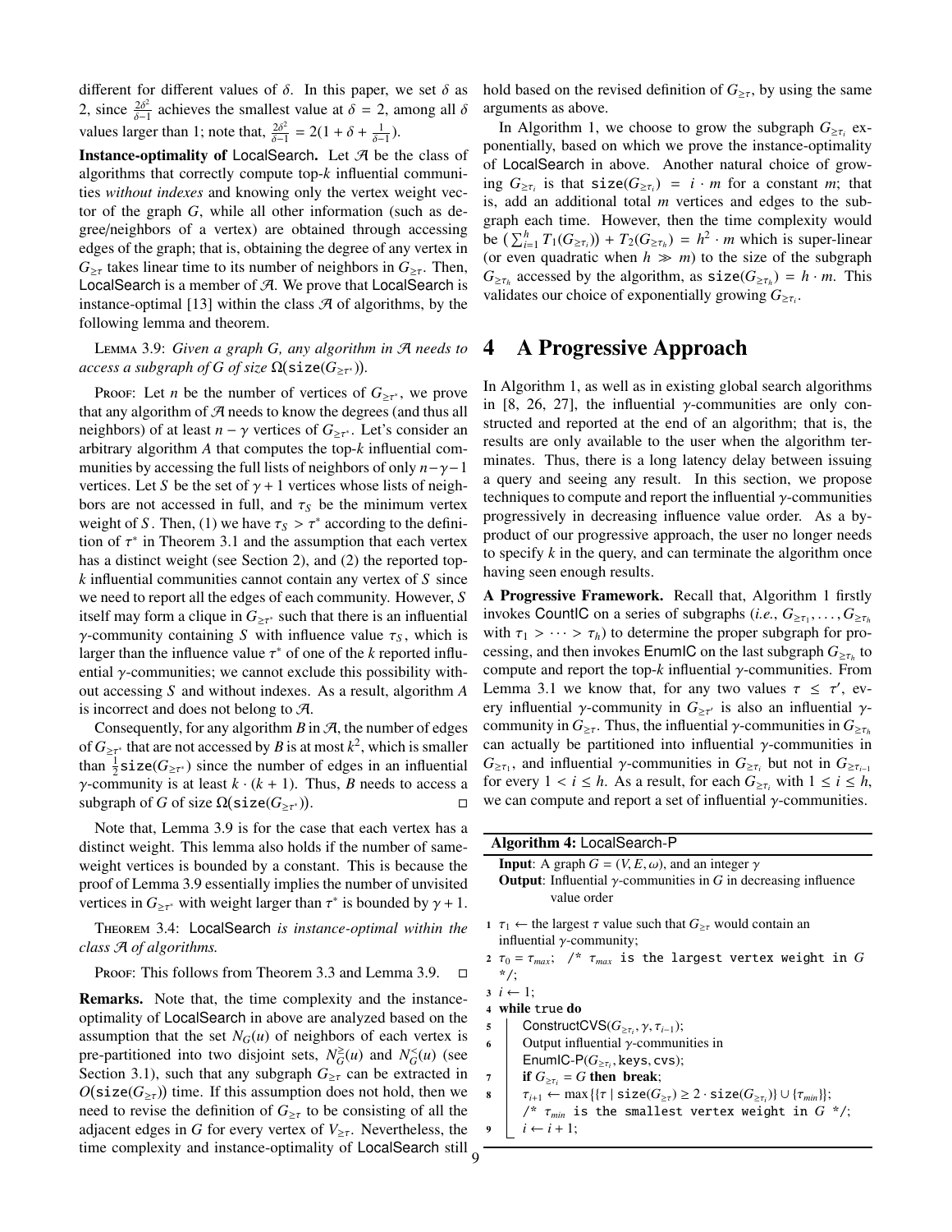different for different values of $\delta$. In this paper, we set $\delta$ as 2, since $\frac{2\delta^2}{\delta-1}$ achieves the smallest value at $\delta = 2$, among all $\delta$ values larger than 1; note that, $\frac{2\delta^2}{\delta-1} = 2(1 + \delta + \frac{1}{\delta-1})$.

**Instance-optimality of** LocalSearch**.** Let $\mathcal{A}$ be the class of algorithms that correctly compute top-$k$ influential communities *without indexes* and knowing only the vertex weight vector of the graph $G$, while all other information (such as degree/neighbors of a vertex) are obtained through accessing edges of the graph; that is, obtaining the degree of any vertex in $G_{\geq\tau}$ takes linear time to its number of neighbors in $G_{\geq\tau}$. Then, LocalSearch is a member of $\mathcal{A}$. We prove that LocalSearch is instance-optimal [13] within the class $\mathcal{A}$ of algorithms, by the following lemma and theorem.

Lemma 3.9: *Given a graph $G$, any algorithm in $\mathcal{A}$ needs to access a subgraph of $G$ of size $\Omega(\texttt{size}(G_{\geq\tau^*}))$.*

Proof: Let $n$ be the number of vertices of $G_{\geq\tau^*}$, we prove that any algorithm of $\mathcal{A}$ needs to know the degrees (and thus all neighbors) of at least $n - \gamma$ vertices of $G_{\geq\tau^*}$. Let's consider an arbitrary algorithm $A$ that computes the top-$k$ influential communities by accessing the full lists of neighbors of only $n-\gamma-1$ vertices. Let $S$ be the set of $\gamma + 1$ vertices whose lists of neighbors are not accessed in full, and $\tau_S$ be the minimum vertex weight of $S$. Then, (1) we have $\tau_S > \tau^*$ according to the definition of $\tau^*$ in Theorem 3.1 and the assumption that each vertex has a distinct weight (see Section 2), and (2) the reported top-$k$ influential communities cannot contain any vertex of $S$ since we need to report all the edges of each community. However, $S$ itself may form a clique in $G_{\geq\tau^*}$ such that there is an influential $\gamma$-community containing $S$ with influence value $\tau_S$, which is larger than the influence value $\tau^*$ of one of the $k$ reported influential $\gamma$-communities; we cannot exclude this possibility without accessing $S$ and without indexes. As a result, algorithm $A$ is incorrect and does not belong to $\mathcal{A}$.

Consequently, for any algorithm $B$ in $\mathcal{A}$, the number of edges of $G_{\geq\tau^*}$ that are not accessed by $B$ is at most $k^2$, which is smaller than $\frac{1}{2}\texttt{size}(G_{\geq\tau^*})$ since the number of edges in an influential $\gamma$-community is at least $k \cdot (k + 1)$. Thus, $B$ needs to access a subgraph of $G$ of size $\Omega(\texttt{size}(G_{\geq\tau^*}))$. □

Note that, Lemma 3.9 is for the case that each vertex has a distinct weight. This lemma also holds if the number of same-weight vertices is bounded by a constant. This is because the proof of Lemma 3.9 essentially implies the number of unvisited vertices in $G_{\geq\tau^*}$ with weight larger than $\tau^*$ is bounded by $\gamma + 1$.

Theorem 3.4: *LocalSearch is instance-optimal within the class $\mathcal{A}$ of algorithms.*

Proof: This follows from Theorem 3.3 and Lemma 3.9. □

**Remarks.** Note that, the time complexity and the instance-optimality of LocalSearch in above are analyzed based on the assumption that the set $N_G(u)$ of neighbors of each vertex is pre-partitioned into two disjoint sets, $N_G^{\geq}(u)$ and $N_G^{<}(u)$ (see Section 3.1), such that any subgraph $G_{\geq\tau}$ can be extracted in $O(\texttt{size}(G_{\geq\tau}))$ time. If this assumption does not hold, then we need to revise the definition of $G_{\geq\tau}$ to be consisting of all the adjacent edges in $G$ for every vertex of $V_{\geq\tau}$. Nevertheless, the time complexity and instance-optimality of LocalSearch still hold based on the revised definition of $G_{\geq\tau}$, by using the same arguments as above.

In Algorithm 1, we choose to grow the subgraph $G_{\geq\tau_i}$ exponentially, based on which we prove the instance-optimality of LocalSearch in above. Another natural choice of growing $G_{\geq\tau_i}$ is that $\texttt{size}(G_{\geq\tau_i}) = i \cdot m$ for a constant $m$; that is, add an additional total $m$ vertices and edges to the subgraph each time. However, then the time complexity would be $(\sum_{i=1}^{h} T_1(G_{\geq\tau_i})) + T_2(G_{\geq\tau_h}) = h^2 \cdot m$ which is super-linear (or even quadratic when $h \gg m$) to the size of the subgraph $G_{\geq\tau_h}$ accessed by the algorithm, as $\texttt{size}(G_{\geq\tau_h}) = h \cdot m$. This validates our choice of exponentially growing $G_{\geq\tau_i}$.

# 4 A Progressive Approach

In Algorithm 1, as well as in existing global search algorithms in [8, 26, 27], the influential $\gamma$-communities are only constructed and reported at the end of an algorithm; that is, the results are only available to the user when the algorithm terminates. Thus, there is a long latency delay between issuing a query and seeing any result. In this section, we propose techniques to compute and report the influential $\gamma$-communities progressively in decreasing influence value order. As a by-product of our progressive approach, the user no longer needs to specify $k$ in the query, and can terminate the algorithm once having seen enough results.

**A Progressive Framework.** Recall that, Algorithm 1 firstly invokes CountIC on a series of subgraphs (*i.e.*, $G_{\geq\tau_1}, \ldots, G_{\geq\tau_h}$ with $\tau_1 > \cdots > \tau_h$) to determine the proper subgraph for processing, and then invokes EnumIC on the last subgraph $G_{\geq\tau_h}$ to compute and report the top-$k$ influential $\gamma$-communities. From Lemma 3.1 we know that, for any two values $\tau \leq \tau'$, every influential $\gamma$-community in $G_{\geq\tau'}$ is also an influential $\gamma$-community in $G_{\geq\tau}$. Thus, the influential $\gamma$-communities in $G_{\geq\tau_h}$ can actually be partitioned into influential $\gamma$-communities in $G_{\geq\tau_1}$, and influential $\gamma$-communities in $G_{\geq\tau_i}$ but not in $G_{\geq\tau_{i-1}}$ for every $1 < i \leq h$. As a result, for each $G_{\geq\tau_i}$ with $1 \leq i \leq h$, we can compute and report a set of influential $\gamma$-communities.

**Algorithm 4:** LocalSearch-P

**Input**: A graph $G = (V, E, \omega)$, and an integer $\gamma$
**Output**: Influential $\gamma$-communities in $G$ in decreasing influence value order

```
1 τ1 ← the largest τ value such that G≥τ would contain an
  influential γ-community;
2 τ0 = τmax;  /* τmax is the largest vertex weight in G */;
3 i ← 1;
4 while true do
5     ConstructCVS(G≥τi, γ, τi−1);
6     Output influential γ-communities in
      EnumIC-P(G≥τi, keys, cvs);
7     if G≥τi = G then break;
8     τi+1 ← max{{τ | size(G≥τ) ≥ 2 · size(G≥τi)} ∪ {τmin}};
      /* τmin is the smallest vertex weight in G */;
9     i ← i + 1;
```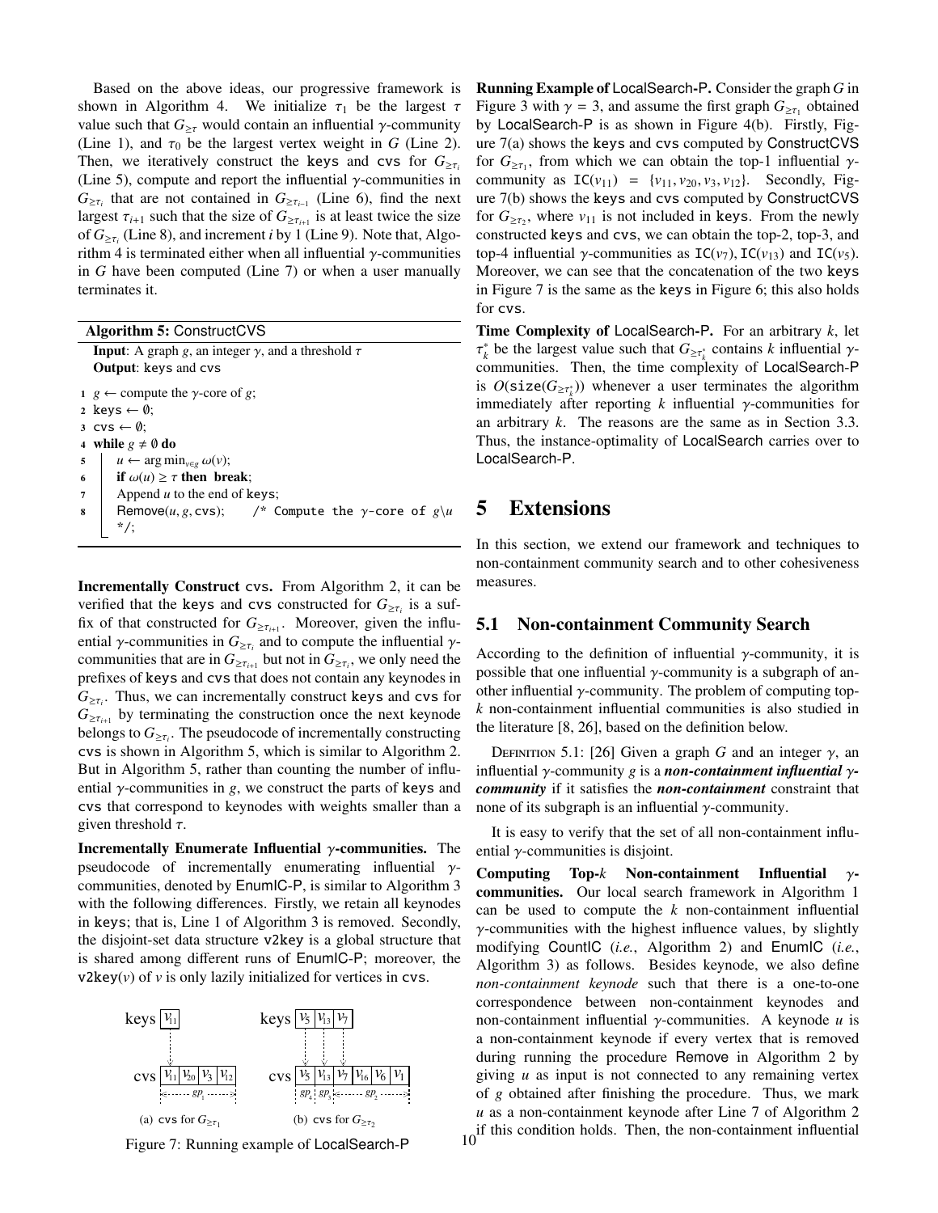Based on the above ideas, our progressive framework is shown in Algorithm 4. We initialize $\tau_1$ be the largest $\tau$ value such that $G_{\geq\tau}$ would contain an influential $\gamma$-community (Line 1), and $\tau_0$ be the largest vertex weight in $G$ (Line 2). Then, we iteratively construct the keys and cvs for $G_{\geq\tau_i}$ (Line 5), compute and report the influential $\gamma$-communities in $G_{\geq\tau_i}$ that are not contained in $G_{\geq\tau_{i-1}}$ (Line 6), find the next largest $\tau_{i+1}$ such that the size of $G_{\geq\tau_{i+1}}$ is at least twice the size of $G_{\geq\tau_i}$ (Line 8), and increment $i$ by 1 (Line 9). Note that, Algorithm 4 is terminated either when all influential $\gamma$-communities in $G$ have been computed (Line 7) or when a user manually terminates it.

**Algorithm 5:** ConstructCVS

**Input**: A graph $g$, an integer $\gamma$, and a threshold $\tau$
**Output**: keys and cvs

```
1 g ← compute the γ-core of g;
2 keys ← ∅;
3 cvs ← ∅;
4 while g ≠ ∅ do
5     u ← arg min_{v∈g} ω(v);
6     if ω(u) ≥ τ then break;
7     Append u to the end of keys;
8     Remove(u, g, cvs);    /* Compute the γ-core of g\u */;
```

**Incrementally Construct cvs.** From Algorithm 2, it can be verified that the keys and cvs constructed for $G_{\geq\tau_i}$ is a suffix of that constructed for $G_{\geq\tau_{i+1}}$. Moreover, given the influential $\gamma$-communities in $G_{\geq\tau_i}$ and to compute the influential $\gamma$-communities that are in $G_{\geq\tau_{i+1}}$ but not in $G_{\geq\tau_i}$, we only need the prefixes of keys and cvs that does not contain any keynodes in $G_{\geq\tau_i}$. Thus, we can incrementally construct keys and cvs for $G_{\geq\tau_{i+1}}$ by terminating the construction once the next keynode belongs to $G_{\geq\tau_i}$. The pseudocode of incrementally constructing cvs is shown in Algorithm 5, which is similar to Algorithm 2. But in Algorithm 5, rather than counting the number of influential $\gamma$-communities in $g$, we construct the parts of keys and cvs that correspond to keynodes with weights smaller than a given threshold $\tau$.

**Incrementally Enumerate Influential $\gamma$-communities.** The pseudocode of incrementally enumerating influential $\gamma$-communities, denoted by EnumIC-P, is similar to Algorithm 3 with the following differences. Firstly, we retain all keynodes in keys; that is, Line 1 of Algorithm 3 is removed. Secondly, the disjoint-set data structure v2key is a global structure that is shared among different runs of EnumIC-P; moreover, the v2key($v$) of $v$ is only lazily initialized for vertices in cvs.

(a) cvs for $G_{\geq\tau_1}$: keys = [$v_{11}$]; cvs = [$v_{11}$, $v_{20}$, $v_3$, $v_{12}$] ($gp_1$)

(b) cvs for $G_{\geq\tau_2}$: keys = [$v_5$, $v_{13}$, $v_7$]; cvs = [$v_5$, $v_{13}$, $v_7$, $v_{16}$, $v_6$, $v_1$] ($gp_4$, $gp_3$, $gp_2$)

Figure 7: Running example of LocalSearch-P

**Running Example of LocalSearch-P.** Consider the graph $G$ in Figure 3 with $\gamma = 3$, and assume the first graph $G_{\geq\tau_1}$ obtained by LocalSearch-P is as shown in Figure 4(b). Firstly, Figure 7(a) shows the keys and cvs computed by ConstructCVS for $G_{\geq\tau_1}$, from which we can obtain the top-1 influential $\gamma$-community as $\texttt{IC}(v_{11}) = \{v_{11}, v_{20}, v_3, v_{12}\}$. Secondly, Figure 7(b) shows the keys and cvs computed by ConstructCVS for $G_{\geq\tau_2}$, where $v_{11}$ is not included in keys. From the newly constructed keys and cvs, we can obtain the top-2, top-3, and top-4 influential $\gamma$-communities as $\texttt{IC}(v_7)$, $\texttt{IC}(v_{13})$ and $\texttt{IC}(v_5)$. Moreover, we can see that the concatenation of the two keys in Figure 7 is the same as the keys in Figure 6; this also holds for cvs.

**Time Complexity of LocalSearch-P.** For an arbitrary $k$, let $\tau_k^*$ be the largest value such that $G_{\geq\tau_k^*}$ contains $k$ influential $\gamma$-communities. Then, the time complexity of LocalSearch-P is $O(\texttt{size}(G_{\geq\tau_k^*}))$ whenever a user terminates the algorithm immediately after reporting $k$ influential $\gamma$-communities for an arbitrary $k$. The reasons are the same as in Section 3.3. Thus, the instance-optimality of LocalSearch carries over to LocalSearch-P.

# 5 Extensions

In this section, we extend our framework and techniques to non-containment community search and to other cohesiveness measures.

## 5.1 Non-containment Community Search

According to the definition of influential $\gamma$-community, it is possible that one influential $\gamma$-community is a subgraph of another influential $\gamma$-community. The problem of computing top-$k$ non-containment influential communities is also studied in the literature [8, 26], based on the definition below.

Definition 5.1: [26] Given a graph $G$ and an integer $\gamma$, an influential $\gamma$-community $g$ is a ***non-containment influential $\gamma$-community*** if it satisfies the ***non-containment*** constraint that none of its subgraph is an influential $\gamma$-community.

It is easy to verify that the set of all non-containment influential $\gamma$-communities is disjoint.

**Computing Top-$k$ Non-containment Influential $\gamma$-communities.** Our local search framework in Algorithm 1 can be used to compute the $k$ non-containment influential $\gamma$-communities with the highest influence values, by slightly modifying CountIC (*i.e.*, Algorithm 2) and EnumIC (*i.e.*, Algorithm 3) as follows. Besides keynode, we also define *non-containment keynode* such that there is a one-to-one correspondence between non-containment keynodes and non-containment influential $\gamma$-communities. A keynode $u$ is a non-containment keynode if every vertex that is removed during running the procedure Remove in Algorithm 2 by giving $u$ as input is not connected to any remaining vertex of $g$ obtained after finishing the procedure. Thus, we mark $u$ as a non-containment keynode after Line 7 of Algorithm 2 if this condition holds. Then, the non-containment influential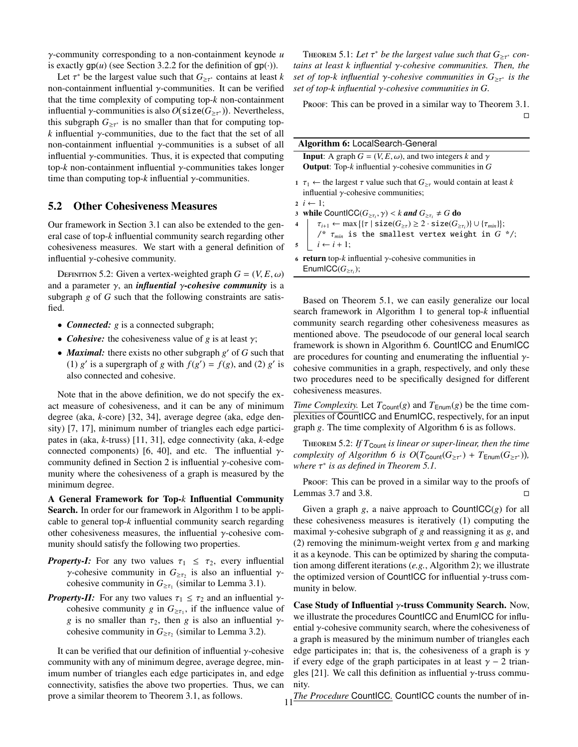$\gamma$-community corresponding to a non-containment keynode $u$ is exactly $\mathtt{gp}(u)$ (see Section 3.2.2 for the definition of $\mathtt{gp}(\cdot)$).

Let $\tau^*$ be the largest value such that $G_{\geq\tau^*}$ contains at least $k$ non-containment influential $\gamma$-communities. It can be verified that the time complexity of computing top-$k$ non-containment influential $\gamma$-communities is also $O(\mathtt{size}(G_{\geq\tau^*}))$. Nevertheless, this subgraph $G_{\geq\tau^*}$ is no smaller than that for computing top-$k$ influential $\gamma$-communities, due to the fact that the set of all non-containment influential $\gamma$-communities is a subset of all influential $\gamma$-communities. Thus, it is expected that computing top-$k$ non-containment influential $\gamma$-communities takes longer time than computing top-$k$ influential $\gamma$-communities.

## 5.2 Other Cohesiveness Measures

Our framework in Section 3.1 can also be extended to the general case of top-$k$ influential community search regarding other cohesiveness measures. We start with a general definition of influential $\gamma$-cohesive community.

Definition 5.2: Given a vertex-weighted graph $G = (V, E, \omega)$ and a parameter $\gamma$, an ***influential $\gamma$-cohesive community*** is a subgraph $g$ of $G$ such that the following constraints are satisfied.

- ***Connected:*** $g$ is a connected subgraph;
- ***Cohesive:*** the cohesiveness value of $g$ is at least $\gamma$;
- ***Maximal:*** there exists no other subgraph $g'$ of $G$ such that (1) $g'$ is a supergraph of $g$ with $f(g') = f(g)$, and (2) $g'$ is also connected and cohesive.

Note that in the above definition, we do not specify the exact measure of cohesiveness, and it can be any of minimum degree (aka, $k$-core) [32, 34], average degree (aka, edge density) [7, 17], minimum number of triangles each edge participates in (aka, $k$-truss) [11, 31], edge connectivity (aka, $k$-edge connected components) [6, 40], and etc. The influential $\gamma$-community defined in Section 2 is influential $\gamma$-cohesive community where the cohesiveness of a graph is measured by the minimum degree.

**A General Framework for Top-$k$ Influential Community Search.** In order for our framework in Algorithm 1 to be applicable to general top-$k$ influential community search regarding other cohesiveness measures, the influential $\gamma$-cohesive community should satisfy the following two properties.

- ***Property-I:*** For any two values $\tau_1 \leq \tau_2$, every influential $\gamma$-cohesive community in $G_{\geq\tau_2}$ is also an influential $\gamma$-cohesive community in $G_{\geq\tau_1}$ (similar to Lemma 3.1).
- ***Property-II:*** For any two values $\tau_1 \leq \tau_2$ and an influential $\gamma$-cohesive community $g$ in $G_{\geq\tau_1}$, if the influence value of $g$ is no smaller than $\tau_2$, then $g$ is also an influential $\gamma$-cohesive community in $G_{\geq\tau_2}$ (similar to Lemma 3.2).

It can be verified that our definition of influential $\gamma$-cohesive community with any of minimum degree, average degree, minimum number of triangles each edge participates in, and edge connectivity, satisfies the above two properties. Thus, we can prove a similar theorem to Theorem 3.1, as follows.

Theorem 5.1: *Let $\tau^*$ be the largest value such that $G_{\geq\tau^*}$ contains at least $k$ influential $\gamma$-cohesive communities. Then, the set of top-$k$ influential $\gamma$-cohesive communities in $G_{\geq\tau^*}$ is the set of top-$k$ influential $\gamma$-cohesive communities in $G$.*

Proof: This can be proved in a similar way to Theorem 3.1. □

**Algorithm 6:** LocalSearch-General

```
Input: A graph G = (V, E, ω), and two integers k and γ
Output: Top-k influential γ-cohesive communities in G
1 τ_1 ← the largest τ value such that G_{≥τ} would contain at least k
  influential γ-cohesive communities;
2 i ← 1;
3 while CountICC(G_{≥τ_i}, γ) < k and G_{≥τ_i} ≠ G do
4     τ_{i+1} ← max{{τ | size(G_{≥τ}) ≥ 2 · size(G_{≥τ_i})} ∪ {τ_min}};
      /* τ_min is the smallest vertex weight in G */;
5     i ← i + 1;
6 return top-k influential γ-cohesive communities in
  EnumICC(G_{≥τ_i});
```

Based on Theorem 5.1, we can easily generalize our local search framework in Algorithm 1 to general top-$k$ influential community search regarding other cohesiveness measures as mentioned above. The pseudocode of our general local search framework is shown in Algorithm 6. CountICC and EnumICC are procedures for counting and enumerating the influential $\gamma$-cohesive communities in a graph, respectively, and only these two procedures need to be specifically designed for different cohesiveness measures.

*Time Complexity.* Let $T_{\mathsf{Count}}(g)$ and $T_{\mathsf{Enum}}(g)$ be the time complexities of CountICC and EnumICC, respectively, for an input graph $g$. The time complexity of Algorithm 6 is as follows.

Theorem 5.2: *If $T_{\mathsf{Count}}$ is linear or super-linear, then the time complexity of Algorithm 6 is $O(T_{\mathsf{Count}}(G_{\geq\tau^*}) + T_{\mathsf{Enum}}(G_{\geq\tau^*}))$, where $\tau^*$ is as defined in Theorem 5.1.*

Proof: This can be proved in a similar way to the proofs of Lemmas 3.7 and 3.8. □

Given a graph $g$, a naive approach to CountICC($g$) for all these cohesiveness measures is iteratively (1) computing the maximal $\gamma$-cohesive subgraph of $g$ and reassigning it as $g$, and (2) removing the minimum-weight vertex from $g$ and marking it as a keynode. This can be optimized by sharing the computation among different iterations (*e.g.*, Algorithm 2); we illustrate the optimized version of CountICC for influential $\gamma$-truss community in below.

**Case Study of Influential $\gamma$-truss Community Search.** Now, we illustrate the procedures CountICC and EnumICC for influential $\gamma$-cohesive community search, where the cohesiveness of a graph is measured by the minimum number of triangles each edge participates in; that is, the cohesiveness of a graph is $\gamma$ if every edge of the graph participates in at least $\gamma - 2$ triangles [21]. We call this definition as influential $\gamma$-truss community.

*The Procedure* CountICC*.* CountICC counts the number of in-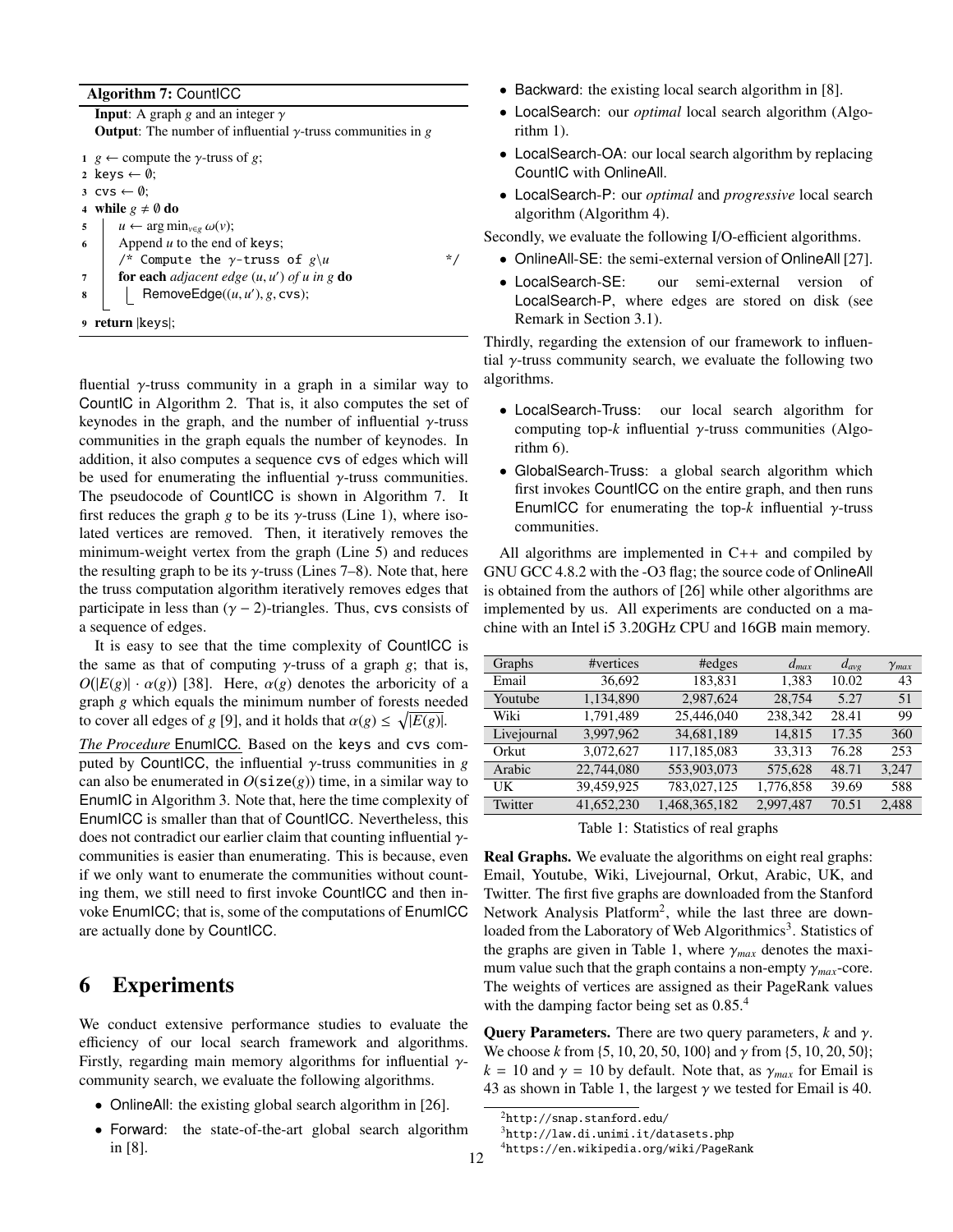**Algorithm 7:** CountICC

**Input**: A graph $g$ and an integer $\gamma$
**Output**: The number of influential $\gamma$-truss communities in $g$

```
1 g ← compute the γ-truss of g;
2 keys ← ∅;
3 cvs ← ∅;
4 while g ≠ ∅ do
5     u ← arg min_{v∈g} ω(v);
6     Append u to the end of keys;
      /* Compute the γ-truss of g\u                    */
7     for each adjacent edge (u, u') of u in g do
8         RemoveEdge((u, u'), g, cvs);
9 return |keys|;
```

fluential $\gamma$-truss community in a graph in a similar way to CountIC in Algorithm 2. That is, it also computes the set of keynodes in the graph, and the number of influential $\gamma$-truss communities in the graph equals the number of keynodes. In addition, it also computes a sequence cvs of edges which will be used for enumerating the influential $\gamma$-truss communities. The pseudocode of CountICC is shown in Algorithm 7. It first reduces the graph $g$ to be its $\gamma$-truss (Line 1), where isolated vertices are removed. Then, it iteratively removes the minimum-weight vertex from the graph (Line 5) and reduces the resulting graph to be its $\gamma$-truss (Lines 7–8). Note that, here the truss computation algorithm iteratively removes edges that participate in less than $(\gamma - 2)$-triangles. Thus, cvs consists of a sequence of edges.

It is easy to see that the time complexity of CountICC is the same as that of computing $\gamma$-truss of a graph $g$; that is, $O(|E(g)| \cdot \alpha(g))$ [38]. Here, $\alpha(g)$ denotes the arboricity of a graph $g$ which equals the minimum number of forests needed to cover all edges of $g$ [9], and it holds that $\alpha(g) \leq \sqrt{|E(g)|}$.

*The Procedure* EnumICC. Based on the keys and cvs computed by CountICC, the influential $\gamma$-truss communities in $g$ can also be enumerated in $O(\texttt{size}(g))$ time, in a similar way to EnumIC in Algorithm 3. Note that, here the time complexity of EnumICC is smaller than that of CountICC. Nevertheless, this does not contradict our earlier claim that counting influential $\gamma$-communities is easier than enumerating. This is because, even if we only want to enumerate the communities without counting them, we still need to first invoke CountICC and then invoke EnumICC; that is, some of the computations of EnumICC are actually done by CountICC.

# 6 Experiments

We conduct extensive performance studies to evaluate the efficiency of our local search framework and algorithms. Firstly, regarding main memory algorithms for influential $\gamma$-community search, we evaluate the following algorithms.

- OnlineAll: the existing global search algorithm in [26].
- Forward: the state-of-the-art global search algorithm in [8].
- Backward: the existing local search algorithm in [8].
- LocalSearch: our *optimal* local search algorithm (Algorithm 1).
- LocalSearch-OA: our local search algorithm by replacing CountIC with OnlineAll.
- LocalSearch-P: our *optimal* and *progressive* local search algorithm (Algorithm 4).

Secondly, we evaluate the following I/O-efficient algorithms.

- OnlineAll-SE: the semi-external version of OnlineAll [27].
- LocalSearch-SE: our semi-external version of LocalSearch-P, where edges are stored on disk (see Remark in Section 3.1).

Thirdly, regarding the extension of our framework to influential $\gamma$-truss community search, we evaluate the following two algorithms.

- LocalSearch-Truss: our local search algorithm for computing top-$k$ influential $\gamma$-truss communities (Algorithm 6).
- GlobalSearch-Truss: a global search algorithm which first invokes CountICC on the entire graph, and then runs EnumICC for enumerating the top-$k$ influential $\gamma$-truss communities.

All algorithms are implemented in C++ and compiled by GNU GCC 4.8.2 with the -O3 flag; the source code of OnlineAll is obtained from the authors of [26] while other algorithms are implemented by us. All experiments are conducted on a machine with an Intel i5 3.20GHz CPU and 16GB main memory.

| Graphs | #vertices | #edges | $d_{max}$ | $d_{avg}$ | $\gamma_{max}$ |
|---|---|---|---|---|---|
| Email | 36,692 | 183,831 | 1,383 | 10.02 | 43 |
| Youtube | 1,134,890 | 2,987,624 | 28,754 | 5.27 | 51 |
| Wiki | 1,791,489 | 25,446,040 | 238,342 | 28.41 | 99 |
| Livejournal | 3,997,962 | 34,681,189 | 14,815 | 17.35 | 360 |
| Orkut | 3,072,627 | 117,185,083 | 33,313 | 76.28 | 253 |
| Arabic | 22,744,080 | 553,903,073 | 575,628 | 48.71 | 3,247 |
| UK | 39,459,925 | 783,027,125 | 1,776,858 | 39.69 | 588 |
| Twitter | 41,652,230 | 1,468,365,182 | 2,997,487 | 70.51 | 2,488 |

Table 1: Statistics of real graphs

**Real Graphs.** We evaluate the algorithms on eight real graphs: Email, Youtube, Wiki, Livejournal, Orkut, Arabic, UK, and Twitter. The first five graphs are downloaded from the Stanford Network Analysis Platform[2], while the last three are downloaded from the Laboratory of Web Algorithmics[3]. Statistics of the graphs are given in Table 1, where $\gamma_{max}$ denotes the maximum value such that the graph contains a non-empty $\gamma_{max}$-core. The weights of vertices are assigned as their PageRank values with the damping factor being set as 0.85.[4]

**Query Parameters.** There are two query parameters, $k$ and $\gamma$. We choose $k$ from {5, 10, 20, 50, 100} and $\gamma$ from {5, 10, 20, 50}; $k = 10$ and $\gamma = 10$ by default. Note that, as $\gamma_{max}$ for Email is 43 as shown in Table 1, the largest $\gamma$ we tested for Email is 40.

[2] http://snap.stanford.edu/
[3] http://law.di.unimi.it/datasets.php
[4] https://en.wikipedia.org/wiki/PageRank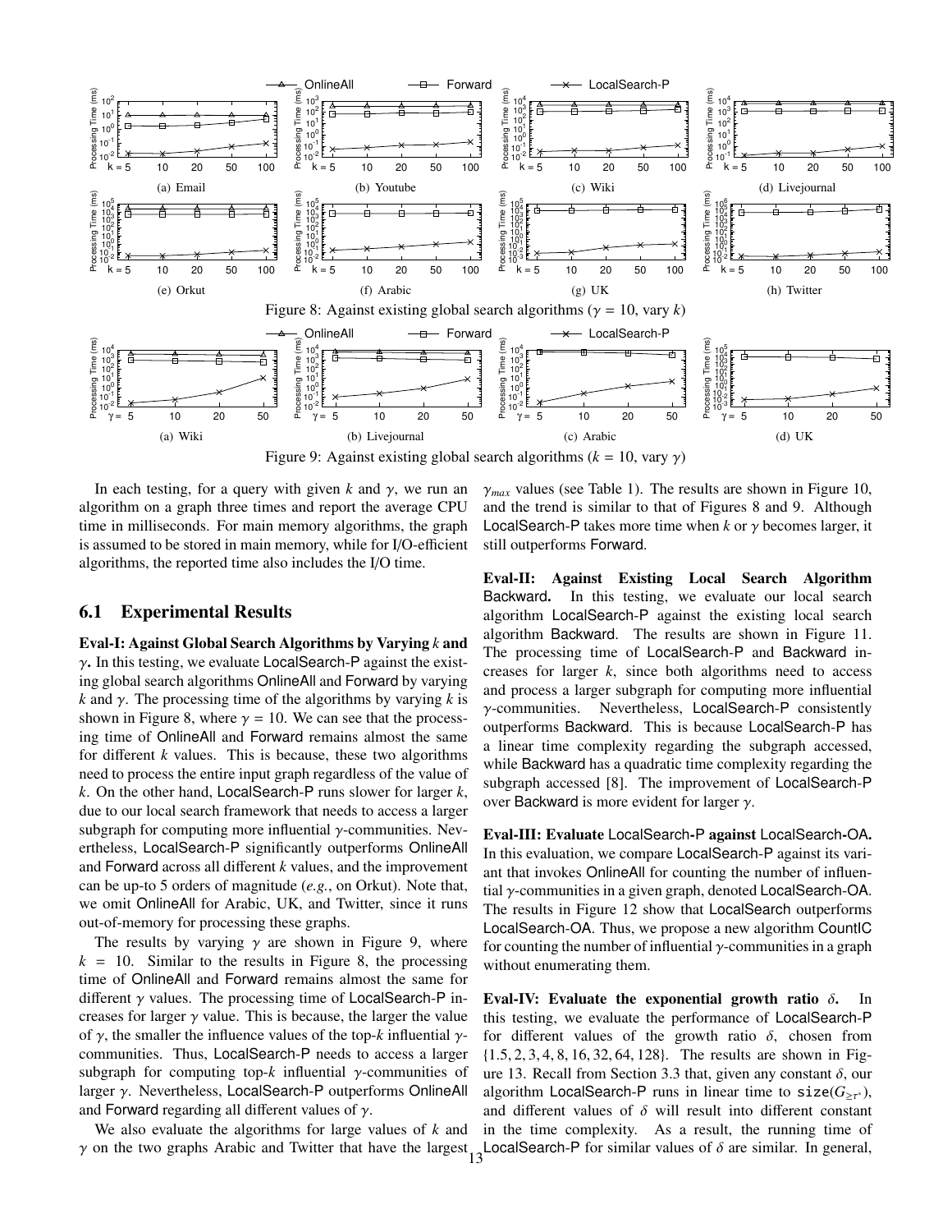Figure 8: Against existing global search algorithms ($\gamma = 10$, vary $k$)

(a) Email (b) Youtube (c) Wiki (d) Livejournal (e) Orkut (f) Arabic (g) UK (h) Twitter

Figure 9: Against existing global search algorithms ($k = 10$, vary $\gamma$)

(a) Wiki (b) Livejournal (c) Arabic (d) UK

In each testing, for a query with given $k$ and $\gamma$, we run an algorithm on a graph three times and report the average CPU time in milliseconds. For main memory algorithms, the graph is assumed to be stored in main memory, while for I/O-efficient algorithms, the reported time also includes the I/O time.

## 6.1 Experimental Results

**Eval-I: Against Global Search Algorithms by Varying $k$ and $\gamma$.** In this testing, we evaluate LocalSearch-P against the existing global search algorithms OnlineAll and Forward by varying $k$ and $\gamma$. The processing time of the algorithms by varying $k$ is shown in Figure 8, where $\gamma = 10$. We can see that the processing time of OnlineAll and Forward remains almost the same for different $k$ values. This is because, these two algorithms need to process the entire input graph regardless of the value of $k$. On the other hand, LocalSearch-P runs slower for larger $k$, due to our local search framework that needs to access a larger subgraph for computing more influential $\gamma$-communities. Nevertheless, LocalSearch-P significantly outperforms OnlineAll and Forward across all different $k$ values, and the improvement can be up-to 5 orders of magnitude (*e.g.*, on Orkut). Note that, we omit OnlineAll for Arabic, UK, and Twitter, since it runs out-of-memory for processing these graphs.

The results by varying $\gamma$ are shown in Figure 9, where $k = 10$. Similar to the results in Figure 8, the processing time of OnlineAll and Forward remains almost the same for different $\gamma$ values. The processing time of LocalSearch-P increases for larger $\gamma$ value. This is because, the larger the value of $\gamma$, the smaller the influence values of the top-$k$ influential $\gamma$-communities. Thus, LocalSearch-P needs to access a larger subgraph for computing top-$k$ influential $\gamma$-communities of larger $\gamma$. Nevertheless, LocalSearch-P outperforms OnlineAll and Forward regarding all different values of $\gamma$.

We also evaluate the algorithms for large values of $k$ and $\gamma$ on the two graphs Arabic and Twitter that have the largest $\gamma_{max}$ values (see Table 1). The results are shown in Figure 10, and the trend is similar to that of Figures 8 and 9. Although LocalSearch-P takes more time when $k$ or $\gamma$ becomes larger, it still outperforms Forward.

**Eval-II: Against Existing Local Search Algorithm Backward.** In this testing, we evaluate our local search algorithm LocalSearch-P against the existing local search algorithm Backward. The results are shown in Figure 11. The processing time of LocalSearch-P and Backward increases for larger $k$, since both algorithms need to access and process a larger subgraph for computing more influential $\gamma$-communities. Nevertheless, LocalSearch-P consistently outperforms Backward. This is because LocalSearch-P has a linear time complexity regarding the subgraph accessed, while Backward has a quadratic time complexity regarding the subgraph accessed [8]. The improvement of LocalSearch-P over Backward is more evident for larger $\gamma$.

**Eval-III: Evaluate LocalSearch-P against LocalSearch-OA.** In this evaluation, we compare LocalSearch-P against its variant that invokes OnlineAll for counting the number of influential $\gamma$-communities in a given graph, denoted LocalSearch-OA. The results in Figure 12 show that LocalSearch outperforms LocalSearch-OA. Thus, we propose a new algorithm CountIC for counting the number of influential $\gamma$-communities in a graph without enumerating them.

**Eval-IV: Evaluate the exponential growth ratio $\delta$.** In this testing, we evaluate the performance of LocalSearch-P for different values of the growth ratio $\delta$, chosen from $\{1.5, 2, 3, 4, 8, 16, 32, 64, 128\}$. The results are shown in Figure 13. Recall from Section 3.3 that, given any constant $\delta$, our algorithm LocalSearch-P runs in linear time to $\texttt{size}(G_{\geq\tau^*})$, and different values of $\delta$ will result into different constant in the time complexity. As a result, the running time of LocalSearch-P for similar values of $\delta$ are similar. In general,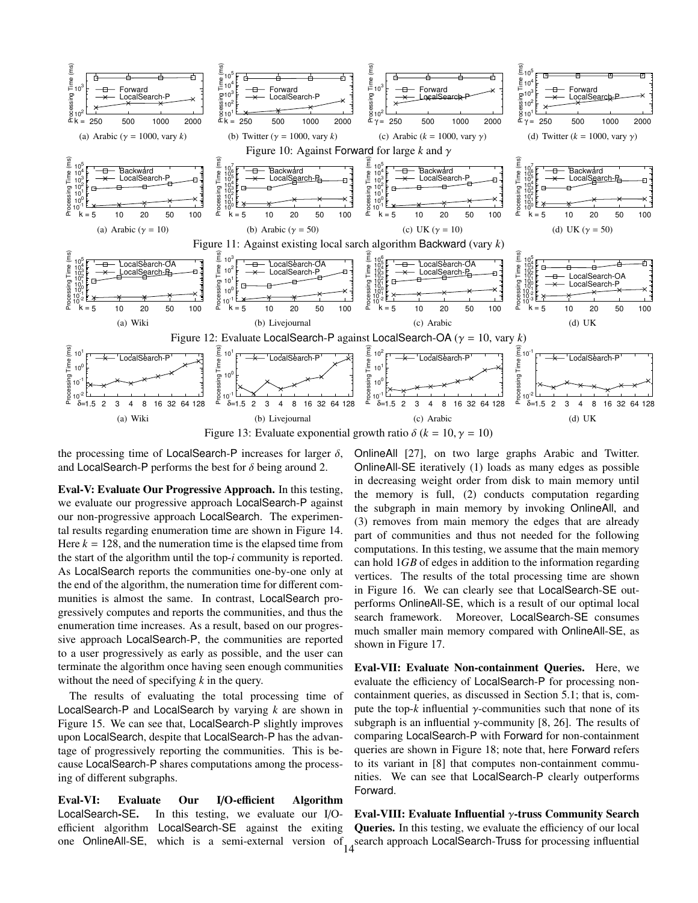(a) Arabic ($\gamma = 1000$, vary $k$)

(b) Twitter ($\gamma = 1000$, vary $k$)

(c) Arabic ($k = 1000$, vary $\gamma$)

(d) Twitter ($k = 1000$, vary $\gamma$)

Figure 10: Against Forward for large $k$ and $\gamma$

(a) Arabic ($\gamma = 10$)

(b) Arabic ($\gamma = 50$)

(c) UK ($\gamma = 10$)

(d) UK ($\gamma = 50$)

Figure 11: Against existing local sarch algorithm Backward (vary $k$)

(a) Wiki

(b) Livejournal

(c) Arabic

(d) UK

Figure 12: Evaluate LocalSearch-P against LocalSearch-OA ($\gamma = 10$, vary $k$)

(a) Wiki

(b) Livejournal

(c) Arabic

(d) UK

Figure 13: Evaluate exponential growth ratio $\delta$ ($k = 10, \gamma = 10$)

the processing time of LocalSearch-P increases for larger $\delta$, and LocalSearch-P performs the best for $\delta$ being around 2.

**Eval-V: Evaluate Our Progressive Approach.** In this testing, we evaluate our progressive approach LocalSearch-P against our non-progressive approach LocalSearch. The experimental results regarding enumeration time are shown in Figure 14. Here $k = 128$, and the numeration time is the elapsed time from the start of the algorithm until the top-$i$ community is reported. As LocalSearch reports the communities one-by-one only at the end of the algorithm, the numeration time for different communities is almost the same. In contrast, LocalSearch progressively computes and reports the communities, and thus the enumeration time increases. As a result, based on our progressive approach LocalSearch-P, the communities are reported to a user progressively as early as possible, and the user can terminate the algorithm once having seen enough communities without the need of specifying $k$ in the query.

The results of evaluating the total processing time of LocalSearch-P and LocalSearch by varying $k$ are shown in Figure 15. We can see that, LocalSearch-P slightly improves upon LocalSearch, despite that LocalSearch-P has the advantage of progressively reporting the communities. This is because LocalSearch-P shares computations among the processing of different subgraphs.

**Eval-VI: Evaluate Our I/O-efficient Algorithm LocalSearch-SE.** In this testing, we evaluate our I/O-efficient algorithm LocalSearch-SE against the exiting one OnlineAll-SE, which is a semi-external version of OnlineAll [27], on two large graphs Arabic and Twitter. OnlineAll-SE iteratively (1) loads as many edges as possible in decreasing weight order from disk to main memory until the memory is full, (2) conducts computation regarding the subgraph in main memory by invoking OnlineAll, and (3) removes from main memory the edges that are already part of communities and thus not needed for the following computations. In this testing, we assume that the main memory can hold 1$GB$ of edges in addition to the information regarding vertices. The results of the total processing time are shown in Figure 16. We can clearly see that LocalSearch-SE outperforms OnlineAll-SE, which is a result of our optimal local search framework. Moreover, LocalSearch-SE consumes much smaller main memory compared with OnlineAll-SE, as shown in Figure 17.

**Eval-VII: Evaluate Non-containment Queries.** Here, we evaluate the efficiency of LocalSearch-P for processing non-containment queries, as discussed in Section 5.1; that is, compute the top-$k$ influential $\gamma$-communities such that none of its subgraph is an influential $\gamma$-community [8, 26]. The results of comparing LocalSearch-P with Forward for non-containment queries are shown in Figure 18; note that, here Forward refers to its variant in [8] that computes non-containment communities. We can see that LocalSearch-P clearly outperforms Forward.

**Eval-VIII: Evaluate Influential $\gamma$-truss Community Search Queries.** In this testing, we evaluate the efficiency of our local search approach LocalSearch-Truss for processing influential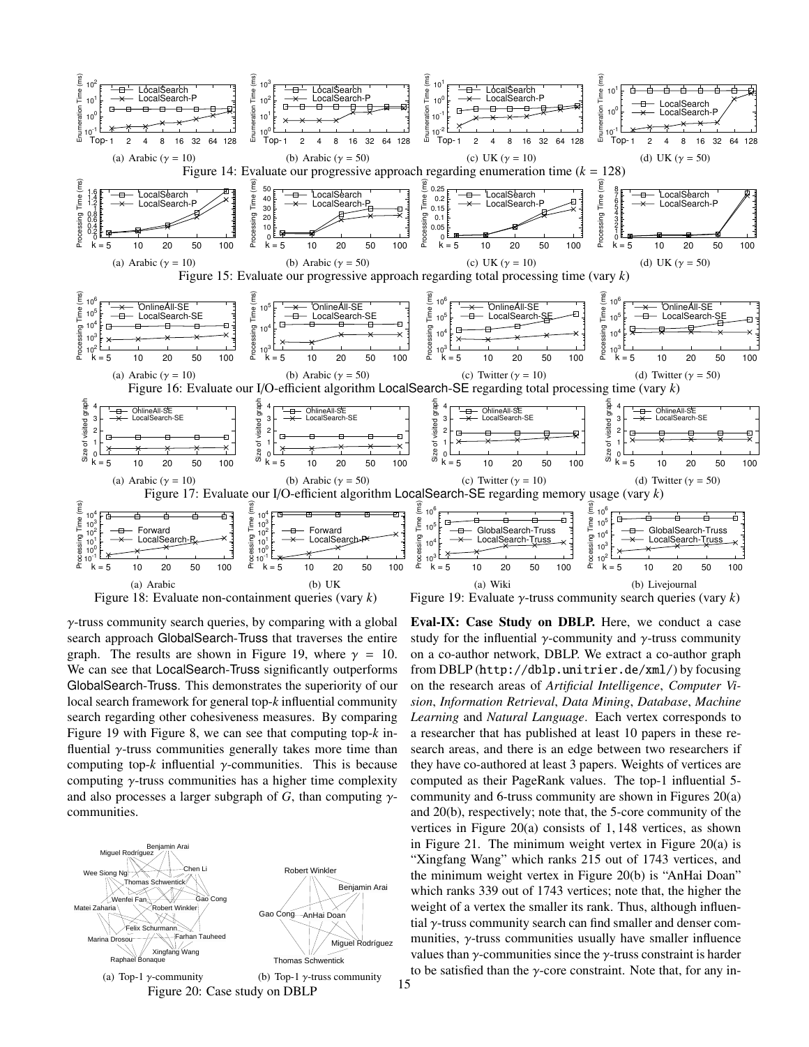(a) Arabic ($\gamma = 10$) (b) Arabic ($\gamma = 50$) (c) UK ($\gamma = 10$) (d) UK ($\gamma = 50$)

Figure 14: Evaluate our progressive approach regarding enumeration time ($k = 128$)

(a) Arabic ($\gamma = 10$) (b) Arabic ($\gamma = 50$) (c) UK ($\gamma = 10$) (d) UK ($\gamma = 50$)

Figure 15: Evaluate our progressive approach regarding total processing time (vary $k$)

(a) Arabic ($\gamma = 10$) (b) Arabic ($\gamma = 50$) (c) Twitter ($\gamma = 10$) (d) Twitter ($\gamma = 50$)

Figure 16: Evaluate our I/O-efficient algorithm LocalSearch-SE regarding total processing time (vary $k$)

(a) Arabic ($\gamma = 10$) (b) Arabic ($\gamma = 50$) (c) Twitter ($\gamma = 10$) (d) Twitter ($\gamma = 50$)

Figure 17: Evaluate our I/O-efficient algorithm LocalSearch-SE regarding memory usage (vary $k$)

(a) Arabic (b) UK

Figure 18: Evaluate non-containment queries (vary $k$)

(a) Wiki (b) Livejournal

Figure 19: Evaluate $\gamma$-truss community search queries (vary $k$)

$\gamma$-truss community search queries, by comparing with a global search approach GlobalSearch-Truss that traverses the entire graph. The results are shown in Figure 19, where $\gamma = 10$. We can see that LocalSearch-Truss significantly outperforms GlobalSearch-Truss. This demonstrates the superiority of our local search framework for general top-$k$ influential community search regarding other cohesiveness measures. By comparing Figure 19 with Figure 8, we can see that computing top-$k$ influential $\gamma$-truss communities generally takes more time than computing top-$k$ influential $\gamma$-communities. This is because computing $\gamma$-truss communities has a higher time complexity and also processes a larger subgraph of $G$, than computing $\gamma$-communities.

(a) Top-1 $\gamma$-community (b) Top-1 $\gamma$-truss community

Figure 20: Case study on DBLP

**Eval-IX: Case Study on DBLP.** Here, we conduct a case study for the influential $\gamma$-community and $\gamma$-truss community on a co-author network, DBLP. We extract a co-author graph from DBLP (http://dblp.unitrier.de/xml/) by focusing on the research areas of *Artificial Intelligence*, *Computer Vision*, *Information Retrieval*, *Data Mining*, *Database*, *Machine Learning* and *Natural Language*. Each vertex corresponds to a researcher that has published at least 10 papers in these research areas, and there is an edge between two researchers if they have co-authored at least 3 papers. Weights of vertices are computed as their PageRank values. The top-1 influential 5-community and 6-truss community are shown in Figures 20(a) and 20(b), respectively; note that, the 5-core community of the vertices in Figure 20(a) consists of 1,148 vertices, as shown in Figure 21. The minimum weight vertex in Figure 20(a) is "Xingfang Wang" which ranks 215 out of 1743 vertices, and the minimum weight vertex in Figure 20(b) is "AnHai Doan" which ranks 339 out of 1743 vertices; note that, the higher the weight of a vertex the smaller its rank. Thus, although influential $\gamma$-truss community search can find smaller and denser communities, $\gamma$-truss communities usually have smaller influence values than $\gamma$-communities since the $\gamma$-truss constraint is harder to be satisfied than the $\gamma$-core constraint. Note that, for any in-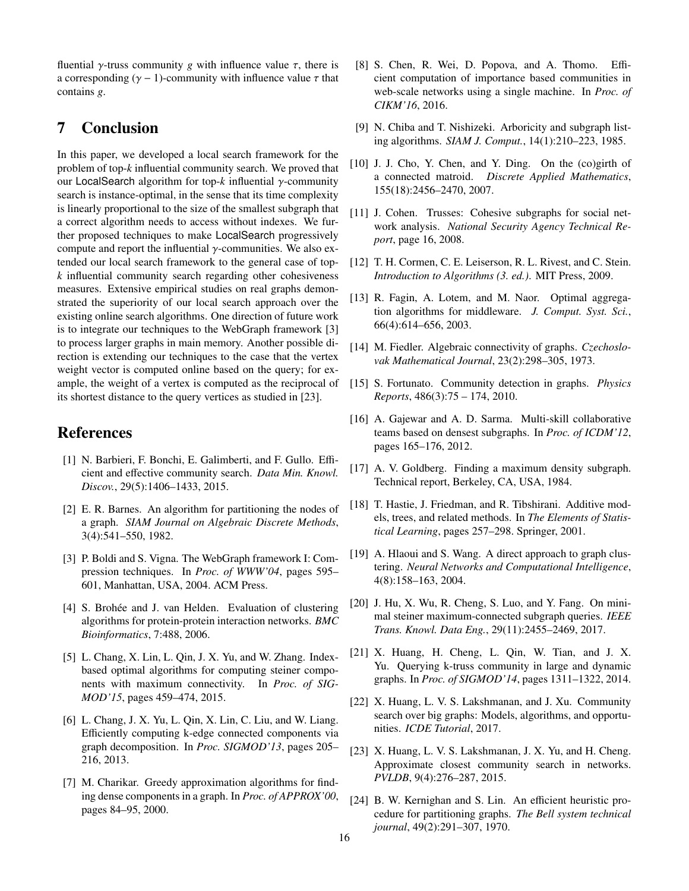fluential $\gamma$-truss community $g$ with influence value $\tau$, there is a corresponding $(\gamma - 1)$-community with influence value $\tau$ that contains $g$.

# 7 Conclusion

In this paper, we developed a local search framework for the problem of top-$k$ influential community search. We proved that our LocalSearch algorithm for top-$k$ influential $\gamma$-community search is instance-optimal, in the sense that its time complexity is linearly proportional to the size of the smallest subgraph that a correct algorithm needs to access without indexes. We further proposed techniques to make LocalSearch progressively compute and report the influential $\gamma$-communities. We also extended our local search framework to the general case of top-$k$ influential community search regarding other cohesiveness measures. Extensive empirical studies on real graphs demonstrated the superiority of our local search approach over the existing online search algorithms. One direction of future work is to integrate our techniques to the WebGraph framework [3] to process larger graphs in main memory. Another possible direction is extending our techniques to the case that the vertex weight vector is computed online based on the query; for example, the weight of a vertex is computed as the reciprocal of its shortest distance to the query vertices as studied in [23].

# References

[1] N. Barbieri, F. Bonchi, E. Galimberti, and F. Gullo. Efficient and effective community search. *Data Min. Knowl. Discov.*, 29(5):1406–1433, 2015.

[2] E. R. Barnes. An algorithm for partitioning the nodes of a graph. *SIAM Journal on Algebraic Discrete Methods*, 3(4):541–550, 1982.

[3] P. Boldi and S. Vigna. The WebGraph framework I: Compression techniques. In *Proc. of WWW'04*, pages 595–601, Manhattan, USA, 2004. ACM Press.

[4] S. Brohée and J. van Helden. Evaluation of clustering algorithms for protein-protein interaction networks. *BMC Bioinformatics*, 7:488, 2006.

[5] L. Chang, X. Lin, L. Qin, J. X. Yu, and W. Zhang. Index-based optimal algorithms for computing steiner components with maximum connectivity. In *Proc. of SIGMOD'15*, pages 459–474, 2015.

[6] L. Chang, J. X. Yu, L. Qin, X. Lin, C. Liu, and W. Liang. Efficiently computing k-edge connected components via graph decomposition. In *Proc. SIGMOD'13*, pages 205–216, 2013.

[7] M. Charikar. Greedy approximation algorithms for finding dense components in a graph. In *Proc. of APPROX'00*, pages 84–95, 2000.

[8] S. Chen, R. Wei, D. Popova, and A. Thomo. Efficient computation of importance based communities in web-scale networks using a single machine. In *Proc. of CIKM'16*, 2016.

[9] N. Chiba and T. Nishizeki. Arboricity and subgraph listing algorithms. *SIAM J. Comput.*, 14(1):210–223, 1985.

[10] J. J. Cho, Y. Chen, and Y. Ding. On the (co)girth of a connected matroid. *Discrete Applied Mathematics*, 155(18):2456–2470, 2007.

[11] J. Cohen. Trusses: Cohesive subgraphs for social network analysis. *National Security Agency Technical Report*, page 16, 2008.

[12] T. H. Cormen, C. E. Leiserson, R. L. Rivest, and C. Stein. *Introduction to Algorithms (3. ed.).* MIT Press, 2009.

[13] R. Fagin, A. Lotem, and M. Naor. Optimal aggregation algorithms for middleware. *J. Comput. Syst. Sci.*, 66(4):614–656, 2003.

[14] M. Fiedler. Algebraic connectivity of graphs. *Czechoslovak Mathematical Journal*, 23(2):298–305, 1973.

[15] S. Fortunato. Community detection in graphs. *Physics Reports*, 486(3):75 – 174, 2010.

[16] A. Gajewar and A. D. Sarma. Multi-skill collaborative teams based on densest subgraphs. In *Proc. of ICDM'12*, pages 165–176, 2012.

[17] A. V. Goldberg. Finding a maximum density subgraph. Technical report, Berkeley, CA, USA, 1984.

[18] T. Hastie, J. Friedman, and R. Tibshirani. Additive models, trees, and related methods. In *The Elements of Statistical Learning*, pages 257–298. Springer, 2001.

[19] A. Hlaoui and S. Wang. A direct approach to graph clustering. *Neural Networks and Computational Intelligence*, 4(8):158–163, 2004.

[20] J. Hu, X. Wu, R. Cheng, S. Luo, and Y. Fang. On minimal steiner maximum-connected subgraph queries. *IEEE Trans. Knowl. Data Eng.*, 29(11):2455–2469, 2017.

[21] X. Huang, H. Cheng, L. Qin, W. Tian, and J. X. Yu. Querying k-truss community in large and dynamic graphs. In *Proc. of SIGMOD'14*, pages 1311–1322, 2014.

[22] X. Huang, L. V. S. Lakshmanan, and J. Xu. Community search over big graphs: Models, algorithms, and opportunities. *ICDE Tutorial*, 2017.

[23] X. Huang, L. V. S. Lakshmanan, J. X. Yu, and H. Cheng. Approximate closest community search in networks. *PVLDB*, 9(4):276–287, 2015.

[24] B. W. Kernighan and S. Lin. An efficient heuristic procedure for partitioning graphs. *The Bell system technical journal*, 49(2):291–307, 1970.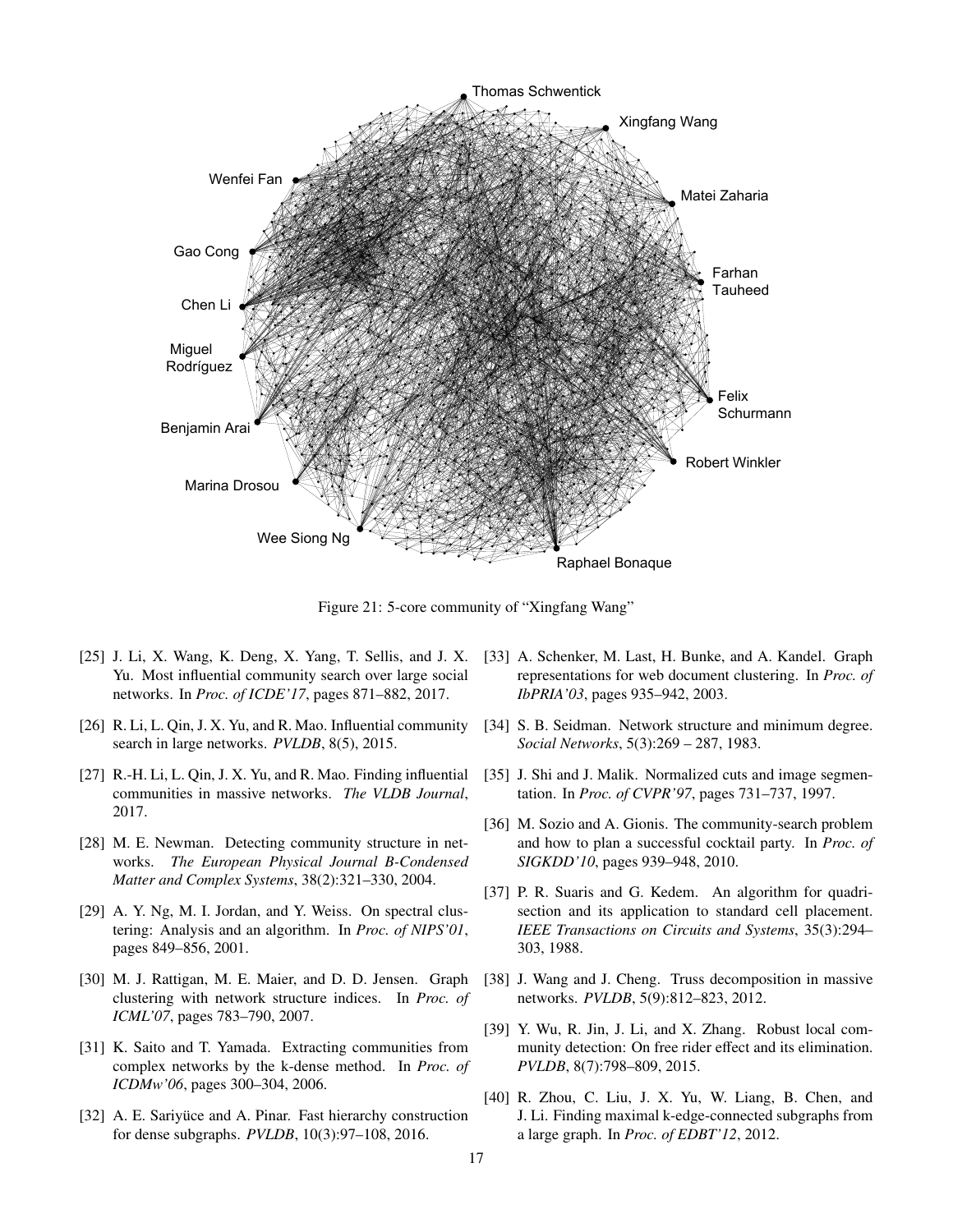Thomas Schwentick
Xingfang Wang
Matei Zaharia
Farhan Tauheed
Felix Schurmann
Robert Winkler
Raphael Bonaque
Wee Siong Ng
Marina Drosou
Benjamin Arai
Miguel Rodríguez
Chen Li
Gao Cong
Wenfei Fan

Figure 21: 5-core community of "Xingfang Wang"

[25] J. Li, X. Wang, K. Deng, X. Yang, T. Sellis, and J. X. Yu. Most influential community search over large social networks. In *Proc. of ICDE'17*, pages 871–882, 2017.

[26] R. Li, L. Qin, J. X. Yu, and R. Mao. Influential community search in large networks. *PVLDB*, 8(5), 2015.

[27] R.-H. Li, L. Qin, J. X. Yu, and R. Mao. Finding influential communities in massive networks. *The VLDB Journal*, 2017.

[28] M. E. Newman. Detecting community structure in networks. *The European Physical Journal B-Condensed Matter and Complex Systems*, 38(2):321–330, 2004.

[29] A. Y. Ng, M. I. Jordan, and Y. Weiss. On spectral clustering: Analysis and an algorithm. In *Proc. of NIPS'01*, pages 849–856, 2001.

[30] M. J. Rattigan, M. E. Maier, and D. D. Jensen. Graph clustering with network structure indices. In *Proc. of ICML'07*, pages 783–790, 2007.

[31] K. Saito and T. Yamada. Extracting communities from complex networks by the k-dense method. In *Proc. of ICDMw'06*, pages 300–304, 2006.

[32] A. E. Sariyüce and A. Pinar. Fast hierarchy construction for dense subgraphs. *PVLDB*, 10(3):97–108, 2016.

[33] A. Schenker, M. Last, H. Bunke, and A. Kandel. Graph representations for web document clustering. In *Proc. of IbPRIA'03*, pages 935–942, 2003.

[34] S. B. Seidman. Network structure and minimum degree. *Social Networks*, 5(3):269 – 287, 1983.

[35] J. Shi and J. Malik. Normalized cuts and image segmentation. In *Proc. of CVPR'97*, pages 731–737, 1997.

[36] M. Sozio and A. Gionis. The community-search problem and how to plan a successful cocktail party. In *Proc. of SIGKDD'10*, pages 939–948, 2010.

[37] P. R. Suaris and G. Kedem. An algorithm for quadrisection and its application to standard cell placement. *IEEE Transactions on Circuits and Systems*, 35(3):294–303, 1988.

[38] J. Wang and J. Cheng. Truss decomposition in massive networks. *PVLDB*, 5(9):812–823, 2012.

[39] Y. Wu, R. Jin, J. Li, and X. Zhang. Robust local community detection: On free rider effect and its elimination. *PVLDB*, 8(7):798–809, 2015.

[40] R. Zhou, C. Liu, J. X. Yu, W. Liang, B. Chen, and J. Li. Finding maximal k-edge-connected subgraphs from a large graph. In *Proc. of EDBT'12*, 2012.